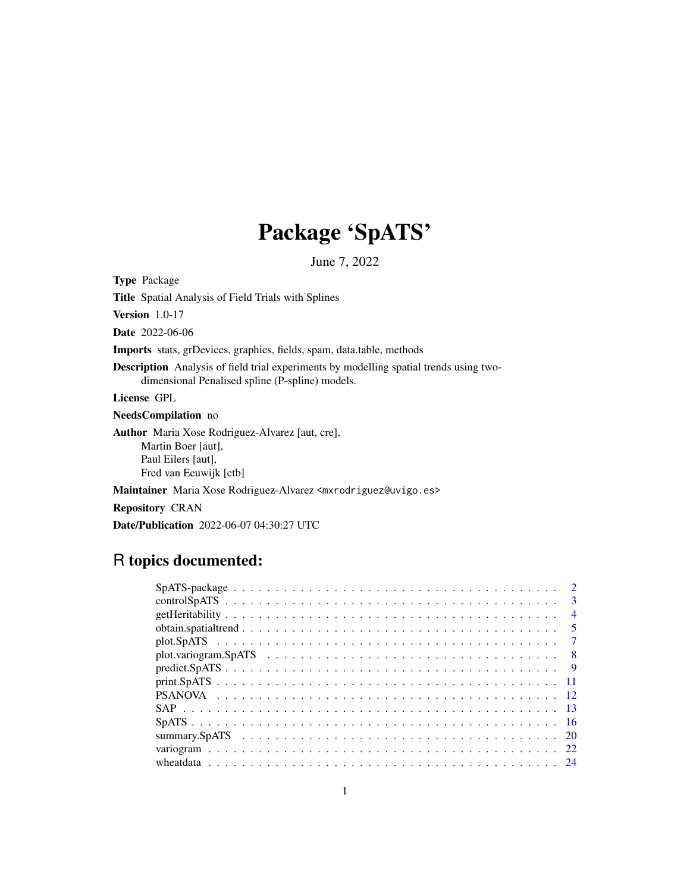# Package 'SpATS'

June 7, 2022

**Type** Package

**Title** Spatial Analysis of Field Trials with Splines

**Version** 1.0-17

**Date** 2022-06-06

**Imports** stats, grDevices, graphics, fields, spam, data.table, methods

**Description** Analysis of field trial experiments by modelling spatial trends using two-dimensional Penalised spline (P-spline) models.

**License** GPL

**NeedsCompilation** no

**Author** Maria Xose Rodriguez-Alvarez [aut, cre],
Martin Boer [aut],
Paul Eilers [aut],
Fred van Eeuwijk [ctb]

**Maintainer** Maria Xose Rodriguez-Alvarez <mxrodriguez@uvigo.es>

**Repository** CRAN

**Date/Publication** 2022-06-07 04:30:27 UTC

## R topics documented:

| | |
|---|---|
| SpATS-package | 2 |
| controlSpATS | 3 |
| getHeritability | 4 |
| obtain.spatialtrend | 5 |
| plot.SpATS | 7 |
| plot.variogram.SpATS | 8 |
| predict.SpATS | 9 |
| print.SpATS | 11 |
| PSANOVA | 12 |
| SAP | 13 |
| SpATS | 16 |
| summary.SpATS | 20 |
| variogram | 22 |
| wheatdata | 24 |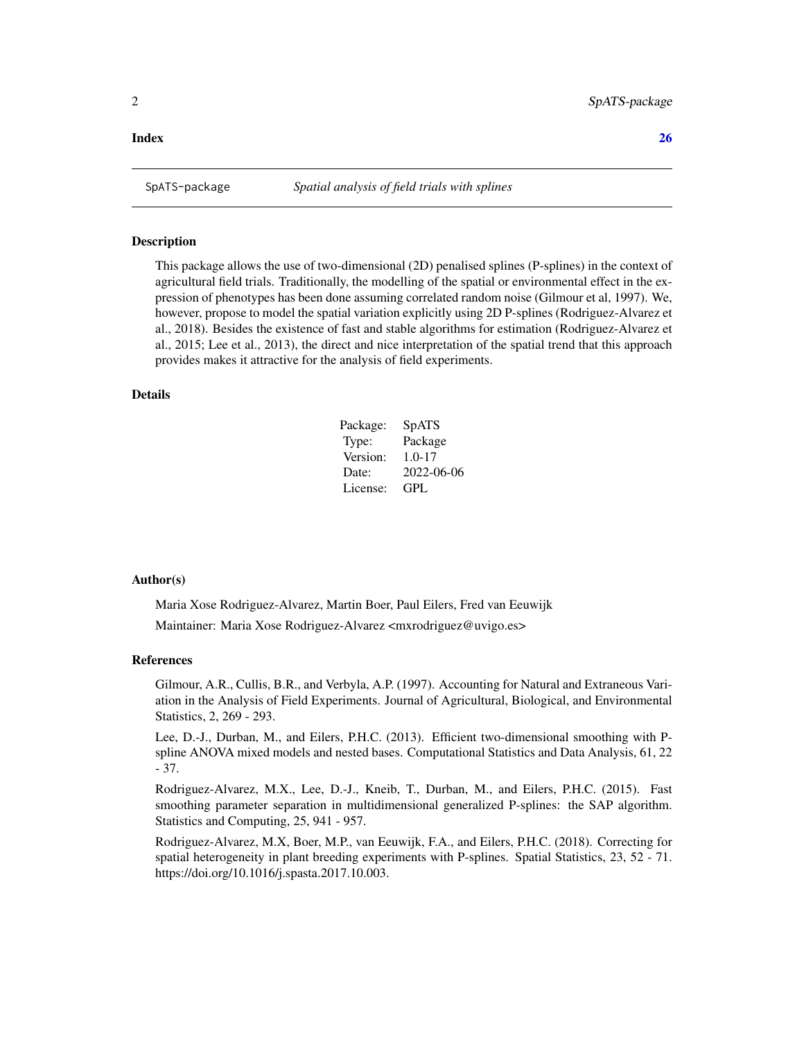**Index** **26**

SpATS-package *Spatial analysis of field trials with splines*

### Description

This package allows the use of two-dimensional (2D) penalised splines (P-splines) in the context of agricultural field trials. Traditionally, the modelling of the spatial or environmental effect in the expression of phenotypes has been done assuming correlated random noise (Gilmour et al, 1997). We, however, propose to model the spatial variation explicitly using 2D P-splines (Rodriguez-Alvarez et al., 2018). Besides the existence of fast and stable algorithms for estimation (Rodriguez-Alvarez et al., 2015; Lee et al., 2013), the direct and nice interpretation of the spatial trend that this approach provides makes it attractive for the analysis of field experiments.

### Details

| | |
|---|---|
| Package: | SpATS |
| Type: | Package |
| Version: | 1.0-17 |
| Date: | 2022-06-06 |
| License: | GPL |

### Author(s)

Maria Xose Rodriguez-Alvarez, Martin Boer, Paul Eilers, Fred van Eeuwijk

Maintainer: Maria Xose Rodriguez-Alvarez <mxrodriguez@uvigo.es>

### References

Gilmour, A.R., Cullis, B.R., and Verbyla, A.P. (1997). Accounting for Natural and Extraneous Variation in the Analysis of Field Experiments. Journal of Agricultural, Biological, and Environmental Statistics, 2, 269 - 293.

Lee, D.-J., Durban, M., and Eilers, P.H.C. (2013). Efficient two-dimensional smoothing with P-spline ANOVA mixed models and nested bases. Computational Statistics and Data Analysis, 61, 22 - 37.

Rodriguez-Alvarez, M.X., Lee, D.-J., Kneib, T., Durban, M., and Eilers, P.H.C. (2015). Fast smoothing parameter separation in multidimensional generalized P-splines: the SAP algorithm. Statistics and Computing, 25, 941 - 957.

Rodriguez-Alvarez, M.X, Boer, M.P., van Eeuwijk, F.A., and Eilers, P.H.C. (2018). Correcting for spatial heterogeneity in plant breeding experiments with P-splines. Spatial Statistics, 23, 52 - 71. https://doi.org/10.1016/j.spasta.2017.10.003.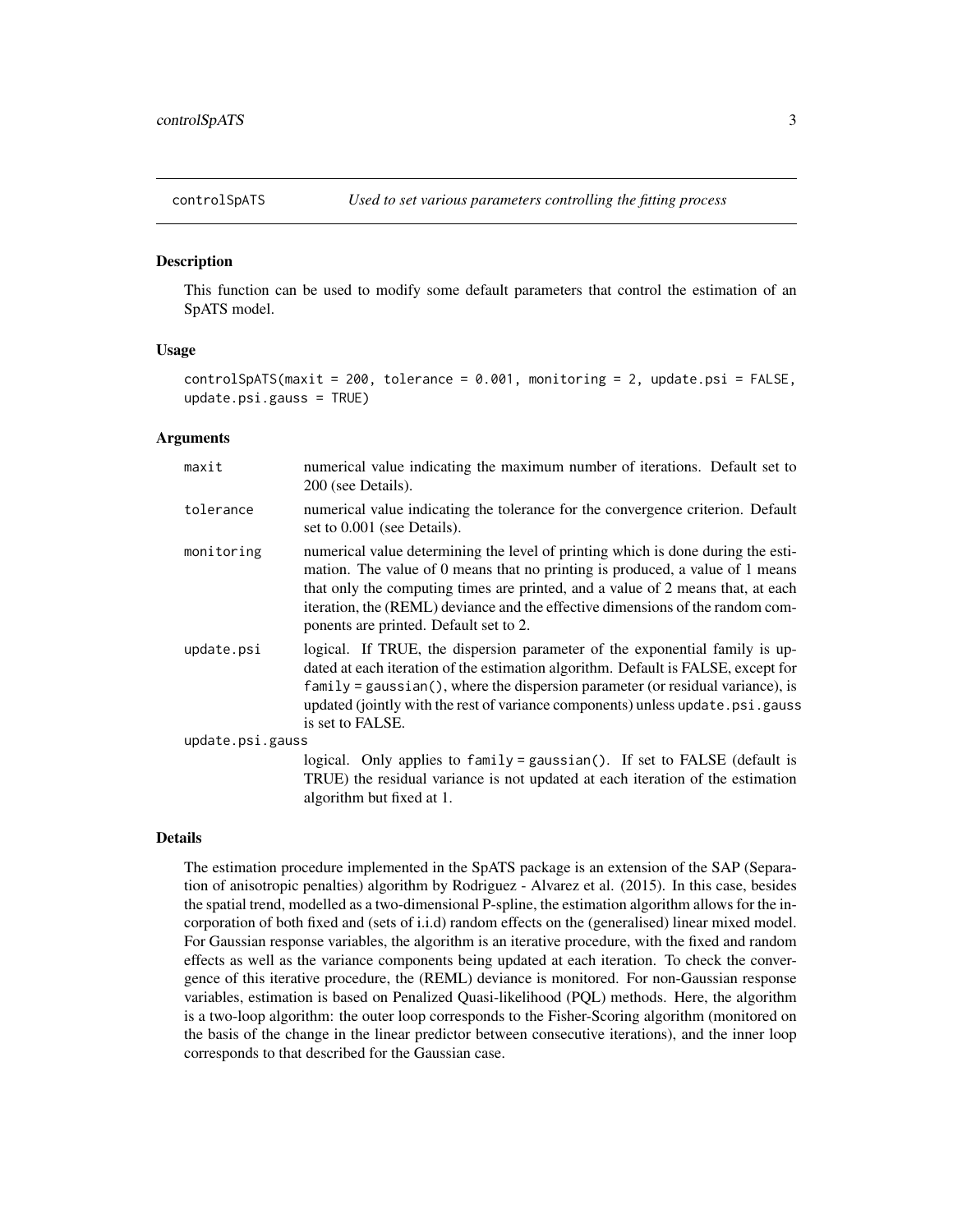# controlSpATS — *Used to set various parameters controlling the fitting process*

### Description

This function can be used to modify some default parameters that control the estimation of an SpATS model.

### Usage

```
controlSpATS(maxit = 200, tolerance = 0.001, monitoring = 2, update.psi = FALSE,
update.psi.gauss = TRUE)
```

### Arguments

| | |
|---|---|
| `maxit` | numerical value indicating the maximum number of iterations. Default set to 200 (see Details). |
| `tolerance` | numerical value indicating the tolerance for the convergence criterion. Default set to 0.001 (see Details). |
| `monitoring` | numerical value determining the level of printing which is done during the estimation. The value of 0 means that no printing is produced, a value of 1 means that only the computing times are printed, and a value of 2 means that, at each iteration, the (REML) deviance and the effective dimensions of the random components are printed. Default set to 2. |
| `update.psi` | logical. If TRUE, the dispersion parameter of the exponential family is updated at each iteration of the estimation algorithm. Default is FALSE, except for `family = gaussian()`, where the dispersion parameter (or residual variance), is updated (jointly with the rest of variance components) unless `update.psi.gauss` is set to FALSE. |
| `update.psi.gauss` | logical. Only applies to `family = gaussian()`. If set to FALSE (default is TRUE) the residual variance is not updated at each iteration of the estimation algorithm but fixed at 1. |

### Details

The estimation procedure implemented in the SpATS package is an extension of the SAP (Separation of anisotropic penalties) algorithm by Rodriguez - Alvarez et al. (2015). In this case, besides the spatial trend, modelled as a two-dimensional P-spline, the estimation algorithm allows for the incorporation of both fixed and (sets of i.i.d) random effects on the (generalised) linear mixed model. For Gaussian response variables, the algorithm is an iterative procedure, with the fixed and random effects as well as the variance components being updated at each iteration. To check the convergence of this iterative procedure, the (REML) deviance is monitored. For non-Gaussian response variables, estimation is based on Penalized Quasi-likelihood (PQL) methods. Here, the algorithm is a two-loop algorithm: the outer loop corresponds to the Fisher-Scoring algorithm (monitored on the basis of the change in the linear predictor between consecutive iterations), and the inner loop corresponds to that described for the Gaussian case.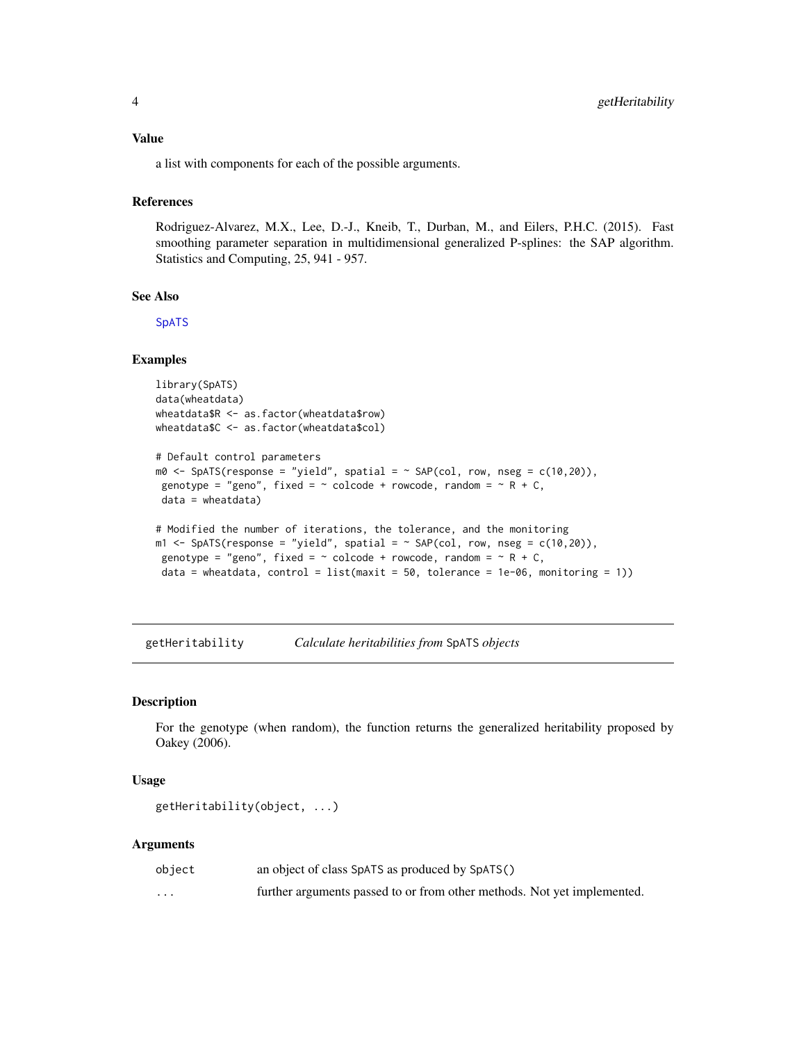### Value

a list with components for each of the possible arguments.

### References

Rodriguez-Alvarez, M.X., Lee, D.-J., Kneib, T., Durban, M., and Eilers, P.H.C. (2015). Fast smoothing parameter separation in multidimensional generalized P-splines: the SAP algorithm. Statistics and Computing, 25, 941 - 957.

### See Also

SpATS

### Examples

```
library(SpATS)
data(wheatdata)
wheatdata$R <- as.factor(wheatdata$row)
wheatdata$C <- as.factor(wheatdata$col)

# Default control parameters
m0 <- SpATS(response = "yield", spatial = ~ SAP(col, row, nseg = c(10,20)),
 genotype = "geno", fixed = ~ colcode + rowcode, random = ~ R + C,
 data = wheatdata)

# Modified the number of iterations, the tolerance, and the monitoring
m1 <- SpATS(response = "yield", spatial = ~ SAP(col, row, nseg = c(10,20)),
 genotype = "geno", fixed = ~ colcode + rowcode, random = ~ R + C,
 data = wheatdata, control = list(maxit = 50, tolerance = 1e-06, monitoring = 1))
```

---

## getHeritability — *Calculate heritabilities from* SpATS *objects*

---

### Description

For the genotype (when random), the function returns the generalized heritability proposed by Oakey (2006).

### Usage

```
getHeritability(object, ...)
```

### Arguments

| | |
|---|---|
| object | an object of class SpATS as produced by SpATS() |
| ... | further arguments passed to or from other methods. Not yet implemented. |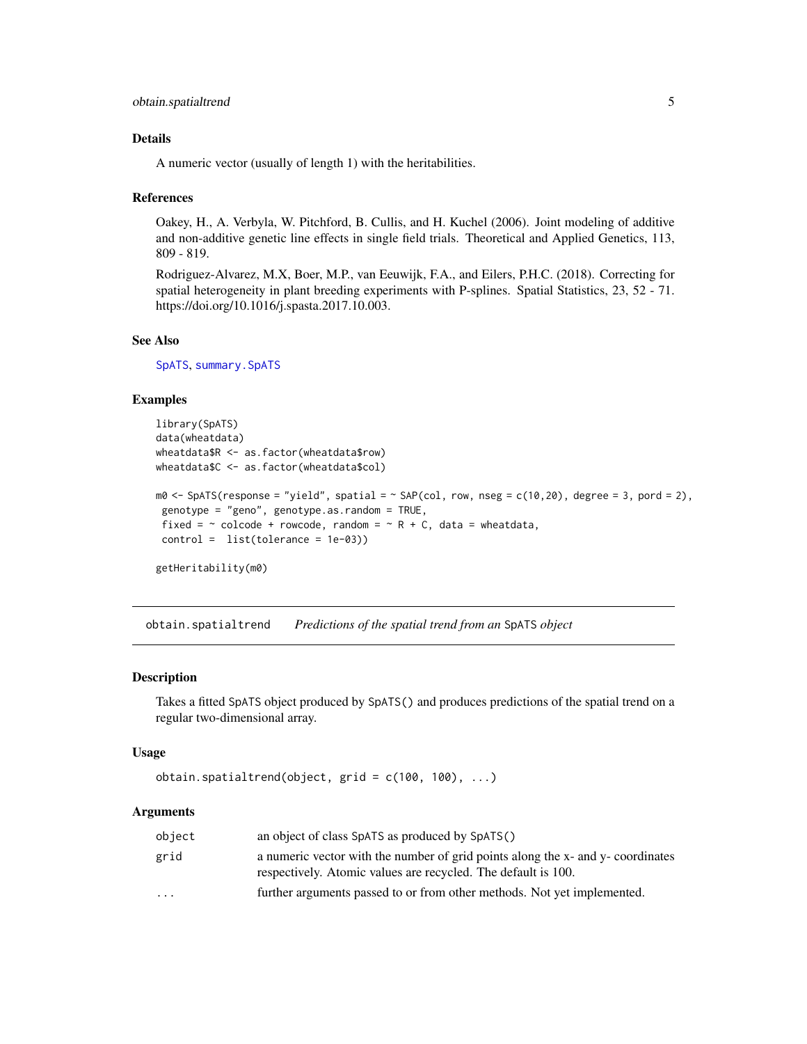### Details

A numeric vector (usually of length 1) with the heritabilities.

### References

Oakey, H., A. Verbyla, W. Pitchford, B. Cullis, and H. Kuchel (2006). Joint modeling of additive and non-additive genetic line effects in single field trials. Theoretical and Applied Genetics, 113, 809 - 819.

Rodriguez-Alvarez, M.X, Boer, M.P., van Eeuwijk, F.A., and Eilers, P.H.C. (2018). Correcting for spatial heterogeneity in plant breeding experiments with P-splines. Spatial Statistics, 23, 52 - 71. https://doi.org/10.1016/j.spasta.2017.10.003.

### See Also

SpATS, summary.SpATS

### Examples

```
library(SpATS)
data(wheatdata)
wheatdata$R <- as.factor(wheatdata$row)
wheatdata$C <- as.factor(wheatdata$col)

m0 <- SpATS(response = "yield", spatial = ~ SAP(col, row, nseg = c(10,20), degree = 3, pord = 2),
 genotype = "geno", genotype.as.random = TRUE,
 fixed = ~ colcode + rowcode, random = ~ R + C, data = wheatdata,
 control =  list(tolerance = 1e-03))

getHeritability(m0)
```

---

## obtain.spatialtrend — *Predictions of the spatial trend from an* SpATS *object*

### Description

Takes a fitted SpATS object produced by SpATS() and produces predictions of the spatial trend on a regular two-dimensional array.

### Usage

```
obtain.spatialtrend(object, grid = c(100, 100), ...)
```

### Arguments

| | |
|---|---|
| object | an object of class SpATS as produced by SpATS() |
| grid | a numeric vector with the number of grid points along the x- and y- coordinates respectively. Atomic values are recycled. The default is 100. |
| ... | further arguments passed to or from other methods. Not yet implemented. |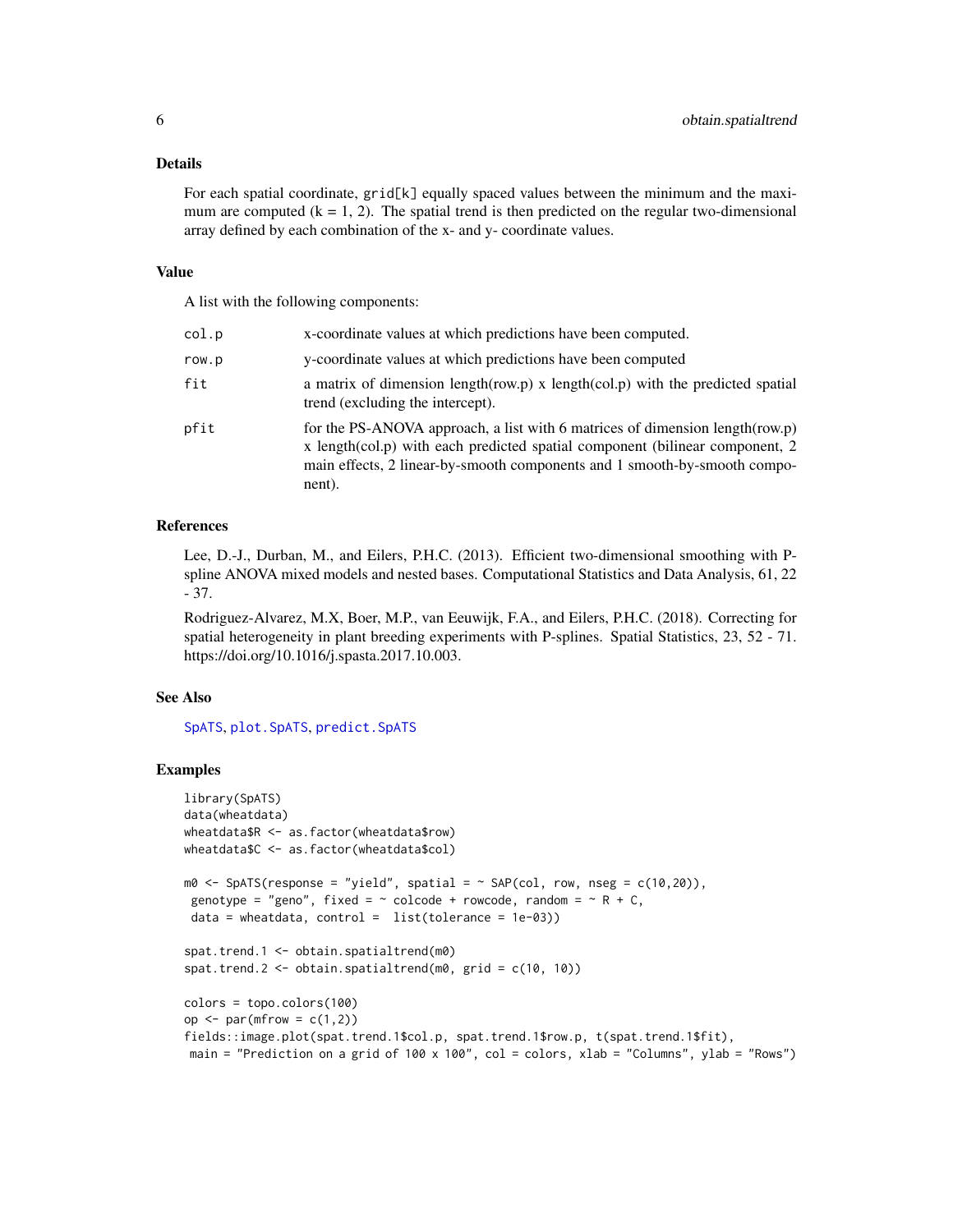## Details

For each spatial coordinate, grid[k] equally spaced values between the minimum and the maximum are computed ($k = 1, 2$). The spatial trend is then predicted on the regular two-dimensional array defined by each combination of the x- and y- coordinate values.

## Value

A list with the following components:

| | |
|---|---|
| col.p | x-coordinate values at which predictions have been computed. |
| row.p | y-coordinate values at which predictions have been computed |
| fit | a matrix of dimension length(row.p) x length(col.p) with the predicted spatial trend (excluding the intercept). |
| pfit | for the PS-ANOVA approach, a list with 6 matrices of dimension length(row.p) x length(col.p) with each predicted spatial component (bilinear component, 2 main effects, 2 linear-by-smooth components and 1 smooth-by-smooth component). |

## References

Lee, D.-J., Durban, M., and Eilers, P.H.C. (2013). Efficient two-dimensional smoothing with P-spline ANOVA mixed models and nested bases. Computational Statistics and Data Analysis, 61, 22 - 37.

Rodriguez-Alvarez, M.X, Boer, M.P., van Eeuwijk, F.A., and Eilers, P.H.C. (2018). Correcting for spatial heterogeneity in plant breeding experiments with P-splines. Spatial Statistics, 23, 52 - 71. https://doi.org/10.1016/j.spasta.2017.10.003.

## See Also

SpATS, plot.SpATS, predict.SpATS

## Examples

```
library(SpATS)
data(wheatdata)
wheatdata$R <- as.factor(wheatdata$row)
wheatdata$C <- as.factor(wheatdata$col)

m0 <- SpATS(response = "yield", spatial = ~ SAP(col, row, nseg = c(10,20)),
 genotype = "geno", fixed = ~ colcode + rowcode, random = ~ R + C,
 data = wheatdata, control =  list(tolerance = 1e-03))

spat.trend.1 <- obtain.spatialtrend(m0)
spat.trend.2 <- obtain.spatialtrend(m0, grid = c(10, 10))

colors = topo.colors(100)
op <- par(mfrow = c(1,2))
fields::image.plot(spat.trend.1$col.p, spat.trend.1$row.p, t(spat.trend.1$fit),
 main = "Prediction on a grid of 100 x 100", col = colors, xlab = "Columns", ylab = "Rows")
```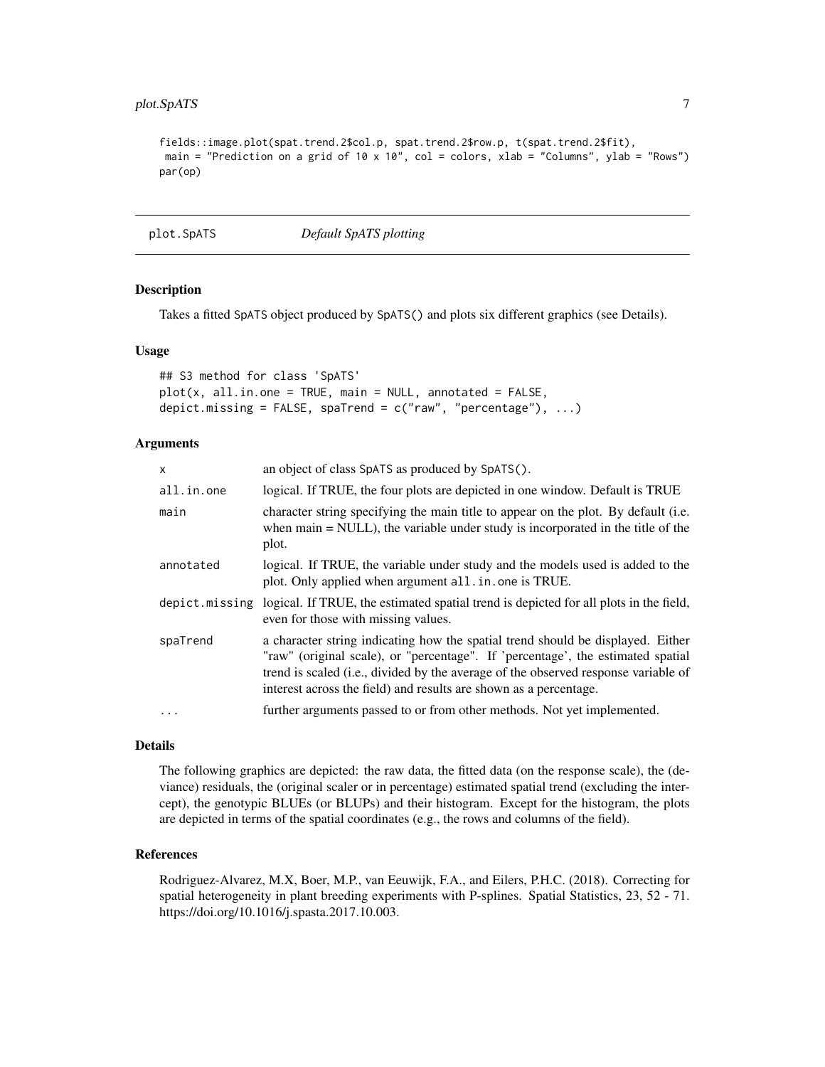```
fields::image.plot(spat.trend.2$col.p, spat.trend.2$row.p, t(spat.trend.2$fit),
 main = "Prediction on a grid of 10 x 10", col = colors, xlab = "Columns", ylab = "Rows")
par(op)
```

---

## plot.SpATS — *Default SpATS plotting*

### Description

Takes a fitted SpATS object produced by SpATS() and plots six different graphics (see Details).

### Usage

```
## S3 method for class 'SpATS'
plot(x, all.in.one = TRUE, main = NULL, annotated = FALSE,
depict.missing = FALSE, spaTrend = c("raw", "percentage"), ...)
```

### Arguments

| | |
|---|---|
| x | an object of class SpATS as produced by SpATS(). |
| all.in.one | logical. If TRUE, the four plots are depicted in one window. Default is TRUE |
| main | character string specifying the main title to appear on the plot. By default (i.e. when main = NULL), the variable under study is incorporated in the title of the plot. |
| annotated | logical. If TRUE, the variable under study and the models used is added to the plot. Only applied when argument all.in.one is TRUE. |
| depict.missing | logical. If TRUE, the estimated spatial trend is depicted for all plots in the field, even for those with missing values. |
| spaTrend | a character string indicating how the spatial trend should be displayed. Either "raw" (original scale), or "percentage". If 'percentage', the estimated spatial trend is scaled (i.e., divided by the average of the observed response variable of interest across the field) and results are shown as a percentage. |
| ... | further arguments passed to or from other methods. Not yet implemented. |

### Details

The following graphics are depicted: the raw data, the fitted data (on the response scale), the (deviance) residuals, the (original scaler or in percentage) estimated spatial trend (excluding the intercept), the genotypic BLUEs (or BLUPs) and their histogram. Except for the histogram, the plots are depicted in terms of the spatial coordinates (e.g., the rows and columns of the field).

### References

Rodriguez-Alvarez, M.X, Boer, M.P., van Eeuwijk, F.A., and Eilers, P.H.C. (2018). Correcting for spatial heterogeneity in plant breeding experiments with P-splines. Spatial Statistics, 23, 52 - 71. https://doi.org/10.1016/j.spasta.2017.10.003.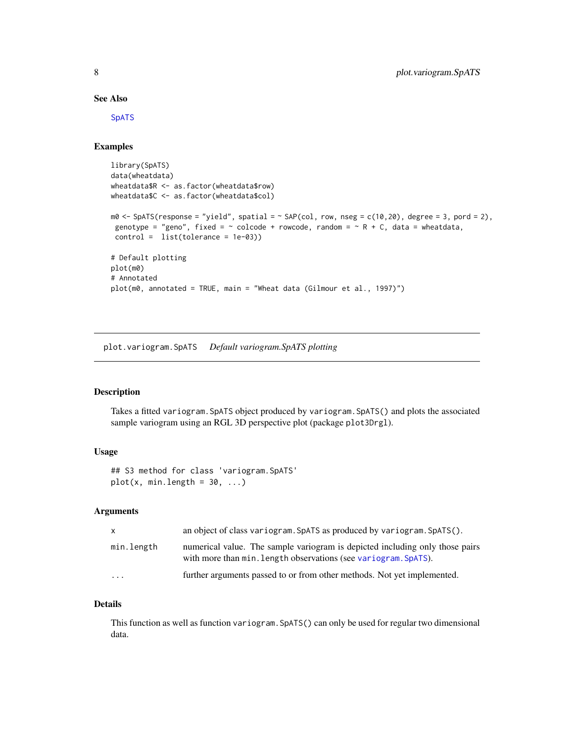### See Also

SpATS

### Examples

```
library(SpATS)
data(wheatdata)
wheatdata$R <- as.factor(wheatdata$row)
wheatdata$C <- as.factor(wheatdata$col)

m0 <- SpATS(response = "yield", spatial = ~ SAP(col, row, nseg = c(10,20), degree = 3, pord = 2),
 genotype = "geno", fixed = ~ colcode + rowcode, random = ~ R + C, data = wheatdata,
 control =  list(tolerance = 1e-03))

# Default plotting
plot(m0)
# Annotated
plot(m0, annotated = TRUE, main = "Wheat data (Gilmour et al., 1997)")
```

---

## plot.variogram.SpATS *Default variogram.SpATS plotting*

### Description

Takes a fitted `variogram.SpATS` object produced by `variogram.SpATS()` and plots the associated sample variogram using an RGL 3D perspective plot (package `plot3Drgl`).

### Usage

```
## S3 method for class 'variogram.SpATS'
plot(x, min.length = 30, ...)
```

### Arguments

| | |
|---|---|
| `x` | an object of class `variogram.SpATS` as produced by `variogram.SpATS()`. |
| `min.length` | numerical value. The sample variogram is depicted including only those pairs with more than `min.length` observations (see `variogram.SpATS`). |
| `...` | further arguments passed to or from other methods. Not yet implemented. |

### Details

This function as well as function `variogram.SpATS()` can only be used for regular two dimensional data.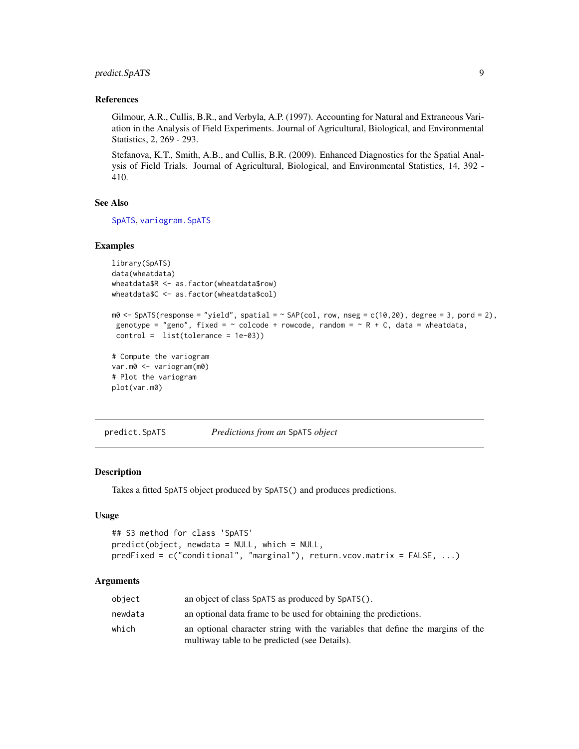### References

Gilmour, A.R., Cullis, B.R., and Verbyla, A.P. (1997). Accounting for Natural and Extraneous Variation in the Analysis of Field Experiments. Journal of Agricultural, Biological, and Environmental Statistics, 2, 269 - 293.

Stefanova, K.T., Smith, A.B., and Cullis, B.R. (2009). Enhanced Diagnostics for the Spatial Analysis of Field Trials. Journal of Agricultural, Biological, and Environmental Statistics, 14, 392 - 410.

### See Also

SpATS, variogram.SpATS

### Examples

```
library(SpATS)
data(wheatdata)
wheatdata$R <- as.factor(wheatdata$row)
wheatdata$C <- as.factor(wheatdata$col)

m0 <- SpATS(response = "yield", spatial = ~ SAP(col, row, nseg = c(10,20), degree = 3, pord = 2),
 genotype = "geno", fixed = ~ colcode + rowcode, random = ~ R + C, data = wheatdata,
 control =  list(tolerance = 1e-03))

# Compute the variogram
var.m0 <- variogram(m0)
# Plot the variogram
plot(var.m0)
```

---

## predict.SpATS — *Predictions from an SpATS object*

### Description

Takes a fitted SpATS object produced by SpATS() and produces predictions.

### Usage

```
## S3 method for class 'SpATS'
predict(object, newdata = NULL, which = NULL,
predFixed = c("conditional", "marginal"), return.vcov.matrix = FALSE, ...)
```

### Arguments

| | |
|---|---|
| object | an object of class SpATS as produced by SpATS(). |
| newdata | an optional data frame to be used for obtaining the predictions. |
| which | an optional character string with the variables that define the margins of the multiway table to be predicted (see Details). |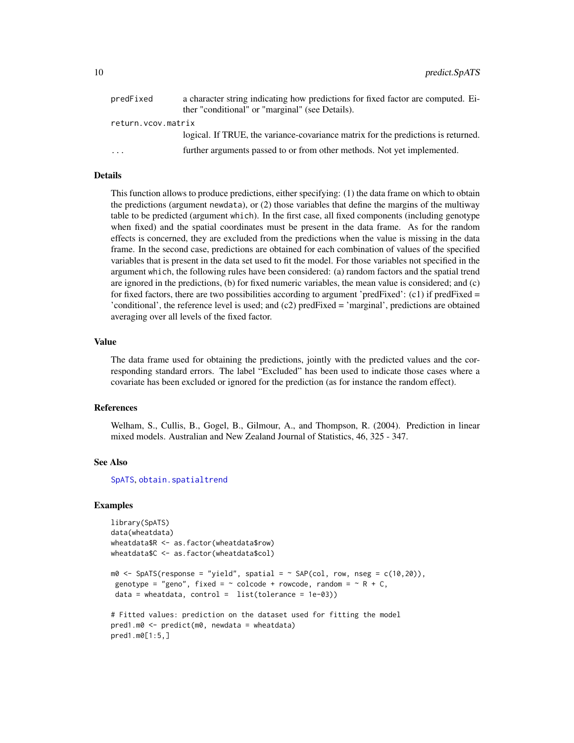| | |
|---|---|
| `predFixed` | a character string indicating how predictions for fixed factor are computed. Either "conditional" or "marginal" (see Details). |
| `return.vcov.matrix` | logical. If TRUE, the variance-covariance matrix for the predictions is returned. |
| `...` | further arguments passed to or from other methods. Not yet implemented. |

## Details

This function allows to produce predictions, either specifying: (1) the data frame on which to obtain the predictions (argument `newdata`), or (2) those variables that define the margins of the multiway table to be predicted (argument `which`). In the first case, all fixed components (including genotype when fixed) and the spatial coordinates must be present in the data frame. As for the random effects is concerned, they are excluded from the predictions when the value is missing in the data frame. In the second case, predictions are obtained for each combination of values of the specified variables that is present in the data set used to fit the model. For those variables not specified in the argument `which`, the following rules have been considered: (a) random factors and the spatial trend are ignored in the predictions, (b) for fixed numeric variables, the mean value is considered; and (c) for fixed factors, there are two possibilities according to argument 'predFixed': (c1) if predFixed = 'conditional', the reference level is used; and (c2) predFixed = 'marginal', predictions are obtained averaging over all levels of the fixed factor.

## Value

The data frame used for obtaining the predictions, jointly with the predicted values and the corresponding standard errors. The label "Excluded" has been used to indicate those cases where a covariate has been excluded or ignored for the prediction (as for instance the random effect).

## References

Welham, S., Cullis, B., Gogel, B., Gilmour, A., and Thompson, R. (2004). Prediction in linear mixed models. Australian and New Zealand Journal of Statistics, 46, 325 - 347.

## See Also

`SpATS`, `obtain.spatialtrend`

## Examples

```
library(SpATS)
data(wheatdata)
wheatdata$R <- as.factor(wheatdata$row)
wheatdata$C <- as.factor(wheatdata$col)

m0 <- SpATS(response = "yield", spatial = ~ SAP(col, row, nseg = c(10,20)),
 genotype = "geno", fixed = ~ colcode + rowcode, random = ~ R + C,
 data = wheatdata, control =  list(tolerance = 1e-03))

# Fitted values: prediction on the dataset used for fitting the model
pred1.m0 <- predict(m0, newdata = wheatdata)
pred1.m0[1:5,]
```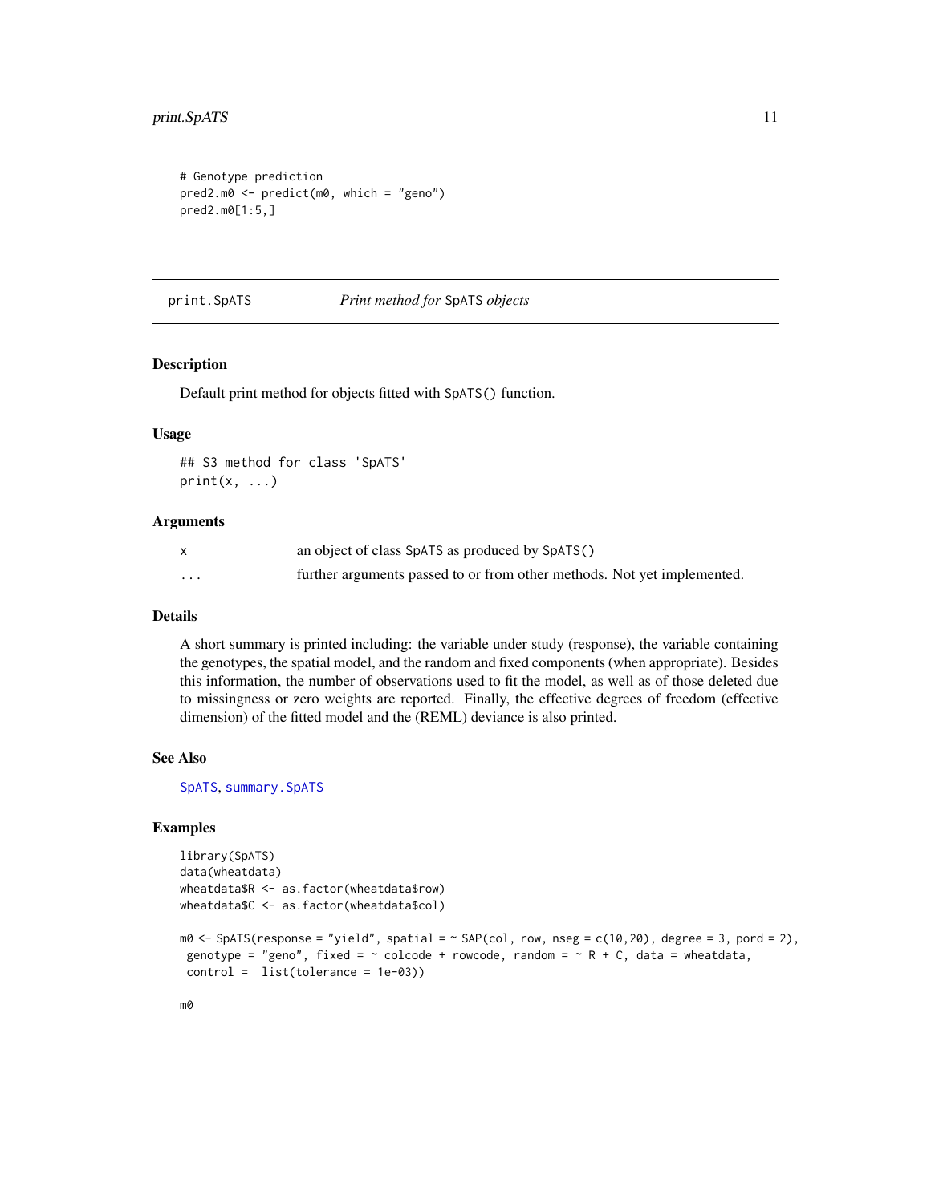```
# Genotype prediction
pred2.m0 <- predict(m0, which = "geno")
pred2.m0[1:5,]
```

## print.SpATS — *Print method for* SpATS *objects*

### Description

Default print method for objects fitted with `SpATS()` function.

### Usage

```
## S3 method for class 'SpATS'
print(x, ...)
```

### Arguments

| | |
|---|---|
| `x` | an object of class `SpATS` as produced by `SpATS()` |
| `...` | further arguments passed to or from other methods. Not yet implemented. |

### Details

A short summary is printed including: the variable under study (response), the variable containing the genotypes, the spatial model, and the random and fixed components (when appropriate). Besides this information, the number of observations used to fit the model, as well as of those deleted due to missingness or zero weights are reported. Finally, the effective degrees of freedom (effective dimension) of the fitted model and the (REML) deviance is also printed.

### See Also

`SpATS`, `summary.SpATS`

### Examples

```
library(SpATS)
data(wheatdata)
wheatdata$R <- as.factor(wheatdata$row)
wheatdata$C <- as.factor(wheatdata$col)

m0 <- SpATS(response = "yield", spatial = ~ SAP(col, row, nseg = c(10,20), degree = 3, pord = 2),
 genotype = "geno", fixed = ~ colcode + rowcode, random = ~ R + C, data = wheatdata,
 control =  list(tolerance = 1e-03))

m0
```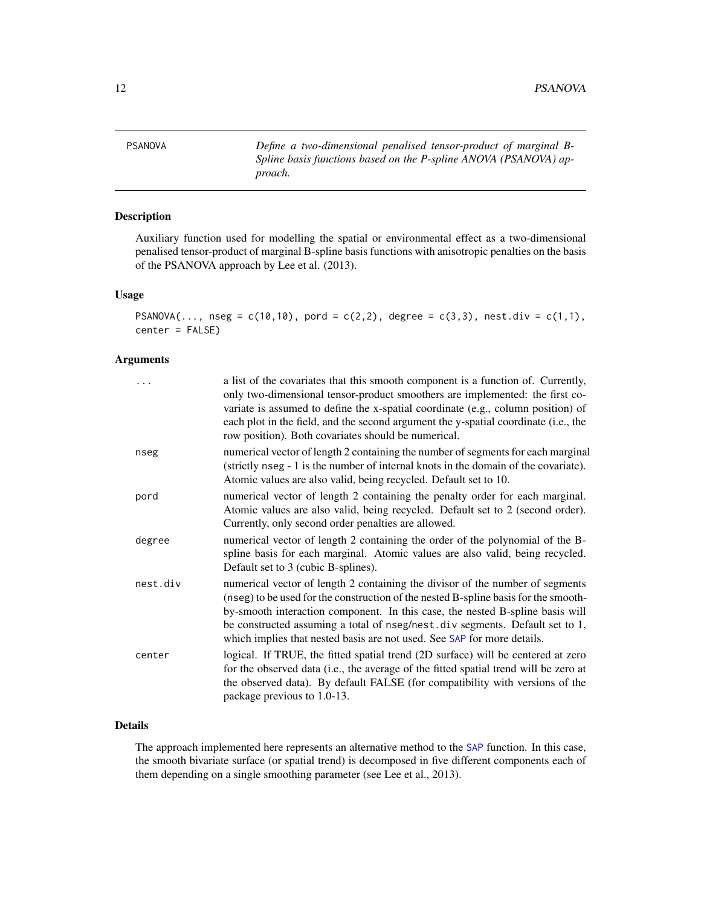# PSANOVA

*Define a two-dimensional penalised tensor-product of marginal B-Spline basis functions based on the P-spline ANOVA (PSANOVA) approach.*

## Description

Auxiliary function used for modelling the spatial or environmental effect as a two-dimensional penalised tensor-product of marginal B-spline basis functions with anisotropic penalties on the basis of the PSANOVA approach by Lee et al. (2013).

## Usage

```
PSANOVA(..., nseg = c(10,10), pord = c(2,2), degree = c(3,3), nest.div = c(1,1),
center = FALSE)
```

## Arguments

| | |
|---|---|
| ... | a list of the covariates that this smooth component is a function of. Currently, only two-dimensional tensor-product smoothers are implemented: the first covariate is assumed to define the x-spatial coordinate (e.g., column position) of each plot in the field, and the second argument the y-spatial coordinate (i.e., the row position). Both covariates should be numerical. |
| nseg | numerical vector of length 2 containing the number of segments for each marginal (strictly nseg - 1 is the number of internal knots in the domain of the covariate). Atomic values are also valid, being recycled. Default set to 10. |
| pord | numerical vector of length 2 containing the penalty order for each marginal. Atomic values are also valid, being recycled. Default set to 2 (second order). Currently, only second order penalties are allowed. |
| degree | numerical vector of length 2 containing the order of the polynomial of the B-spline basis for each marginal. Atomic values are also valid, being recycled. Default set to 3 (cubic B-splines). |
| nest.div | numerical vector of length 2 containing the divisor of the number of segments (nseg) to be used for the construction of the nested B-spline basis for the smooth-by-smooth interaction component. In this case, the nested B-spline basis will be constructed assuming a total of nseg/nest.div segments. Default set to 1, which implies that nested basis are not used. See SAP for more details. |
| center | logical. If TRUE, the fitted spatial trend (2D surface) will be centered at zero for the observed data (i.e., the average of the fitted spatial trend will be zero at the observed data). By default FALSE (for compatibility with versions of the package previous to 1.0-13. |

## Details

The approach implemented here represents an alternative method to the SAP function. In this case, the smooth bivariate surface (or spatial trend) is decomposed in five different components each of them depending on a single smoothing parameter (see Lee et al., 2013).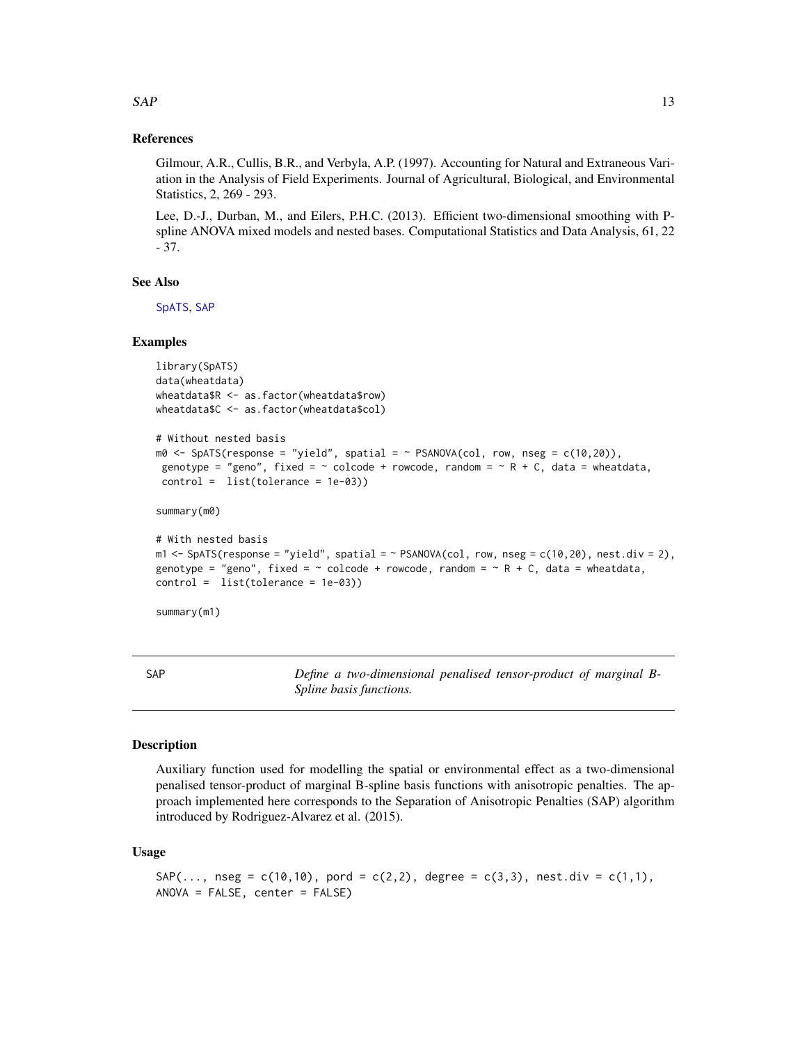### References

Gilmour, A.R., Cullis, B.R., and Verbyla, A.P. (1997). Accounting for Natural and Extraneous Variation in the Analysis of Field Experiments. Journal of Agricultural, Biological, and Environmental Statistics, 2, 269 - 293.

Lee, D.-J., Durban, M., and Eilers, P.H.C. (2013). Efficient two-dimensional smoothing with P-spline ANOVA mixed models and nested bases. Computational Statistics and Data Analysis, 61, 22 - 37.

### See Also

SpATS, SAP

### Examples

```
library(SpATS)
data(wheatdata)
wheatdata$R <- as.factor(wheatdata$row)
wheatdata$C <- as.factor(wheatdata$col)

# Without nested basis
m0 <- SpATS(response = "yield", spatial = ~ PSANOVA(col, row, nseg = c(10,20)),
 genotype = "geno", fixed = ~ colcode + rowcode, random = ~ R + C, data = wheatdata,
 control =  list(tolerance = 1e-03))

summary(m0)

# With nested basis
m1 <- SpATS(response = "yield", spatial = ~ PSANOVA(col, row, nseg = c(10,20), nest.div = 2),
genotype = "geno", fixed = ~ colcode + rowcode, random = ~ R + C, data = wheatdata,
control =  list(tolerance = 1e-03))

summary(m1)
```

---

## SAP — *Define a two-dimensional penalised tensor-product of marginal B-Spline basis functions.*

### Description

Auxiliary function used for modelling the spatial or environmental effect as a two-dimensional penalised tensor-product of marginal B-spline basis functions with anisotropic penalties. The approach implemented here corresponds to the Separation of Anisotropic Penalties (SAP) algorithm introduced by Rodriguez-Alvarez et al. (2015).

### Usage

```
SAP(..., nseg = c(10,10), pord = c(2,2), degree = c(3,3), nest.div = c(1,1),
ANOVA = FALSE, center = FALSE)
```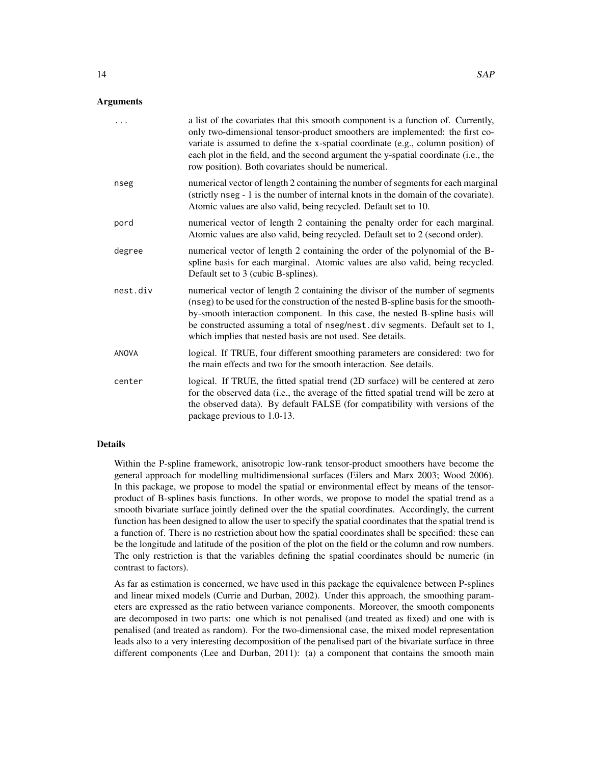## Arguments

| | |
|---|---|
| `...` | a list of the covariates that this smooth component is a function of. Currently, only two-dimensional tensor-product smoothers are implemented: the first covariate is assumed to define the x-spatial coordinate (e.g., column position) of each plot in the field, and the second argument the y-spatial coordinate (i.e., the row position). Both covariates should be numerical. |
| `nseg` | numerical vector of length 2 containing the number of segments for each marginal (strictly `nseg` - 1 is the number of internal knots in the domain of the covariate). Atomic values are also valid, being recycled. Default set to 10. |
| `pord` | numerical vector of length 2 containing the penalty order for each marginal. Atomic values are also valid, being recycled. Default set to 2 (second order). |
| `degree` | numerical vector of length 2 containing the order of the polynomial of the B-spline basis for each marginal. Atomic values are also valid, being recycled. Default set to 3 (cubic B-splines). |
| `nest.div` | numerical vector of length 2 containing the divisor of the number of segments (`nseg`) to be used for the construction of the nested B-spline basis for the smooth-by-smooth interaction component. In this case, the nested B-spline basis will be constructed assuming a total of `nseg/nest.div` segments. Default set to 1, which implies that nested basis are not used. See details. |
| `ANOVA` | logical. If TRUE, four different smoothing parameters are considered: two for the main effects and two for the smooth interaction. See details. |
| `center` | logical. If TRUE, the fitted spatial trend (2D surface) will be centered at zero for the observed data (i.e., the average of the fitted spatial trend will be zero at the observed data). By default FALSE (for compatibility with versions of the package previous to 1.0-13. |

## Details

Within the P-spline framework, anisotropic low-rank tensor-product smoothers have become the general approach for modelling multidimensional surfaces (Eilers and Marx 2003; Wood 2006). In this package, we propose to model the spatial or environmental effect by means of the tensor-product of B-splines basis functions. In other words, we propose to model the spatial trend as a smooth bivariate surface jointly defined over the the spatial coordinates. Accordingly, the current function has been designed to allow the user to specify the spatial coordinates that the spatial trend is a function of. There is no restriction about how the spatial coordinates shall be specified: these can be the longitude and latitude of the position of the plot on the field or the column and row numbers. The only restriction is that the variables defining the spatial coordinates should be numeric (in contrast to factors).

As far as estimation is concerned, we have used in this package the equivalence between P-splines and linear mixed models (Currie and Durban, 2002). Under this approach, the smoothing parameters are expressed as the ratio between variance components. Moreover, the smooth components are decomposed in two parts: one which is not penalised (and treated as fixed) and one with is penalised (and treated as random). For the two-dimensional case, the mixed model representation leads also to a very interesting decomposition of the penalised part of the bivariate surface in three different components (Lee and Durban, 2011): (a) a component that contains the smooth main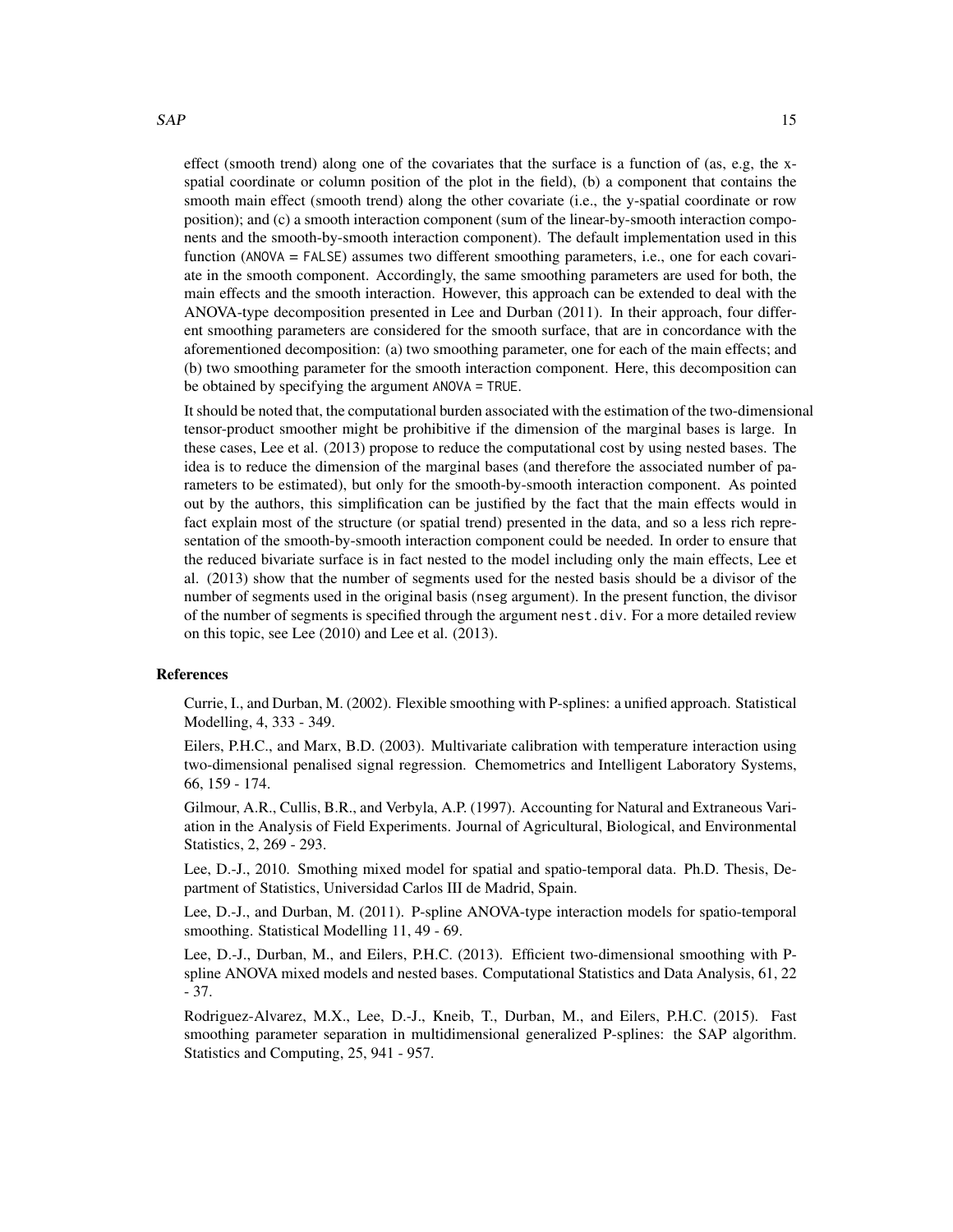effect (smooth trend) along one of the covariates that the surface is a function of (as, e.g, the x-spatial coordinate or column position of the plot in the field), (b) a component that contains the smooth main effect (smooth trend) along the other covariate (i.e., the y-spatial coordinate or row position); and (c) a smooth interaction component (sum of the linear-by-smooth interaction components and the smooth-by-smooth interaction component). The default implementation used in this function (`ANOVA = FALSE`) assumes two different smoothing parameters, i.e., one for each covariate in the smooth component. Accordingly, the same smoothing parameters are used for both, the main effects and the smooth interaction. However, this approach can be extended to deal with the ANOVA-type decomposition presented in Lee and Durban (2011). In their approach, four different smoothing parameters are considered for the smooth surface, that are in concordance with the aforementioned decomposition: (a) two smoothing parameter, one for each of the main effects; and (b) two smoothing parameter for the smooth interaction component. Here, this decomposition can be obtained by specifying the argument `ANOVA = TRUE`.

It should be noted that, the computational burden associated with the estimation of the two-dimensional tensor-product smoother might be prohibitive if the dimension of the marginal bases is large. In these cases, Lee et al. (2013) propose to reduce the computational cost by using nested bases. The idea is to reduce the dimension of the marginal bases (and therefore the associated number of parameters to be estimated), but only for the smooth-by-smooth interaction component. As pointed out by the authors, this simplification can be justified by the fact that the main effects would in fact explain most of the structure (or spatial trend) presented in the data, and so a less rich representation of the smooth-by-smooth interaction component could be needed. In order to ensure that the reduced bivariate surface is in fact nested to the model including only the main effects, Lee et al. (2013) show that the number of segments used for the nested basis should be a divisor of the number of segments used in the original basis (`nseg` argument). In the present function, the divisor of the number of segments is specified through the argument `nest.div`. For a more detailed review on this topic, see Lee (2010) and Lee et al. (2013).

### References

Currie, I., and Durban, M. (2002). Flexible smoothing with P-splines: a unified approach. Statistical Modelling, 4, 333 - 349.

Eilers, P.H.C., and Marx, B.D. (2003). Multivariate calibration with temperature interaction using two-dimensional penalised signal regression. Chemometrics and Intelligent Laboratory Systems, 66, 159 - 174.

Gilmour, A.R., Cullis, B.R., and Verbyla, A.P. (1997). Accounting for Natural and Extraneous Variation in the Analysis of Field Experiments. Journal of Agricultural, Biological, and Environmental Statistics, 2, 269 - 293.

Lee, D.-J., 2010. Smothing mixed model for spatial and spatio-temporal data. Ph.D. Thesis, Department of Statistics, Universidad Carlos III de Madrid, Spain.

Lee, D.-J., and Durban, M. (2011). P-spline ANOVA-type interaction models for spatio-temporal smoothing. Statistical Modelling 11, 49 - 69.

Lee, D.-J., Durban, M., and Eilers, P.H.C. (2013). Efficient two-dimensional smoothing with P-spline ANOVA mixed models and nested bases. Computational Statistics and Data Analysis, 61, 22 - 37.

Rodriguez-Alvarez, M.X., Lee, D.-J., Kneib, T., Durban, M., and Eilers, P.H.C. (2015). Fast smoothing parameter separation in multidimensional generalized P-splines: the SAP algorithm. Statistics and Computing, 25, 941 - 957.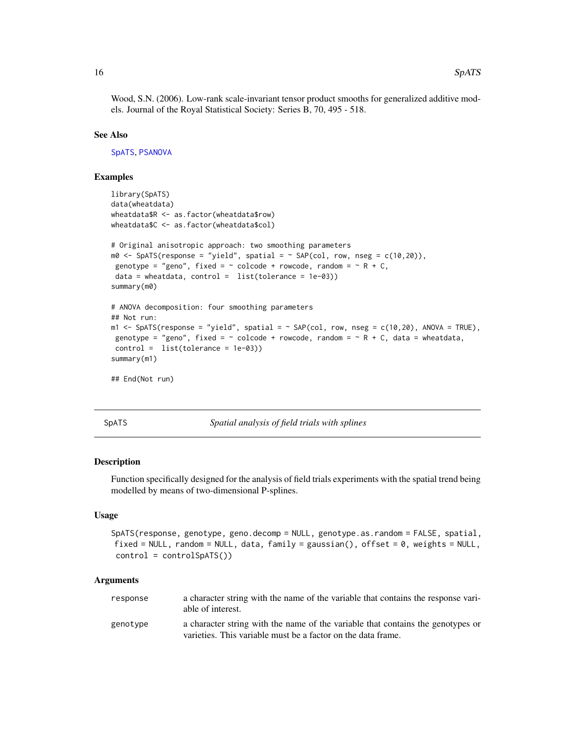Wood, S.N. (2006). Low-rank scale-invariant tensor product smooths for generalized additive models. Journal of the Royal Statistical Society: Series B, 70, 495 - 518.

### See Also

SpATS, PSANOVA

### Examples

```
library(SpATS)
data(wheatdata)
wheatdata$R <- as.factor(wheatdata$row)
wheatdata$C <- as.factor(wheatdata$col)

# Original anisotropic approach: two smoothing parameters
m0 <- SpATS(response = "yield", spatial = ~ SAP(col, row, nseg = c(10,20)),
 genotype = "geno", fixed = ~ colcode + rowcode, random = ~ R + C,
 data = wheatdata, control =  list(tolerance = 1e-03))
summary(m0)

# ANOVA decomposition: four smoothing parameters
## Not run:
m1 <- SpATS(response = "yield", spatial = ~ SAP(col, row, nseg = c(10,20), ANOVA = TRUE),
 genotype = "geno", fixed = ~ colcode + rowcode, random = ~ R + C, data = wheatdata,
 control =  list(tolerance = 1e-03))
summary(m1)

## End(Not run)
```

---

## SpATS *Spatial analysis of field trials with splines*

### Description

Function specifically designed for the analysis of field trials experiments with the spatial trend being modelled by means of two-dimensional P-splines.

### Usage

```
SpATS(response, genotype, geno.decomp = NULL, genotype.as.random = FALSE, spatial,
 fixed = NULL, random = NULL, data, family = gaussian(), offset = 0, weights = NULL,
 control = controlSpATS())
```

### Arguments

| | |
|---|---|
| response | a character string with the name of the variable that contains the response variable of interest. |
| genotype | a character string with the name of the variable that contains the genotypes or varieties. This variable must be a factor on the data frame. |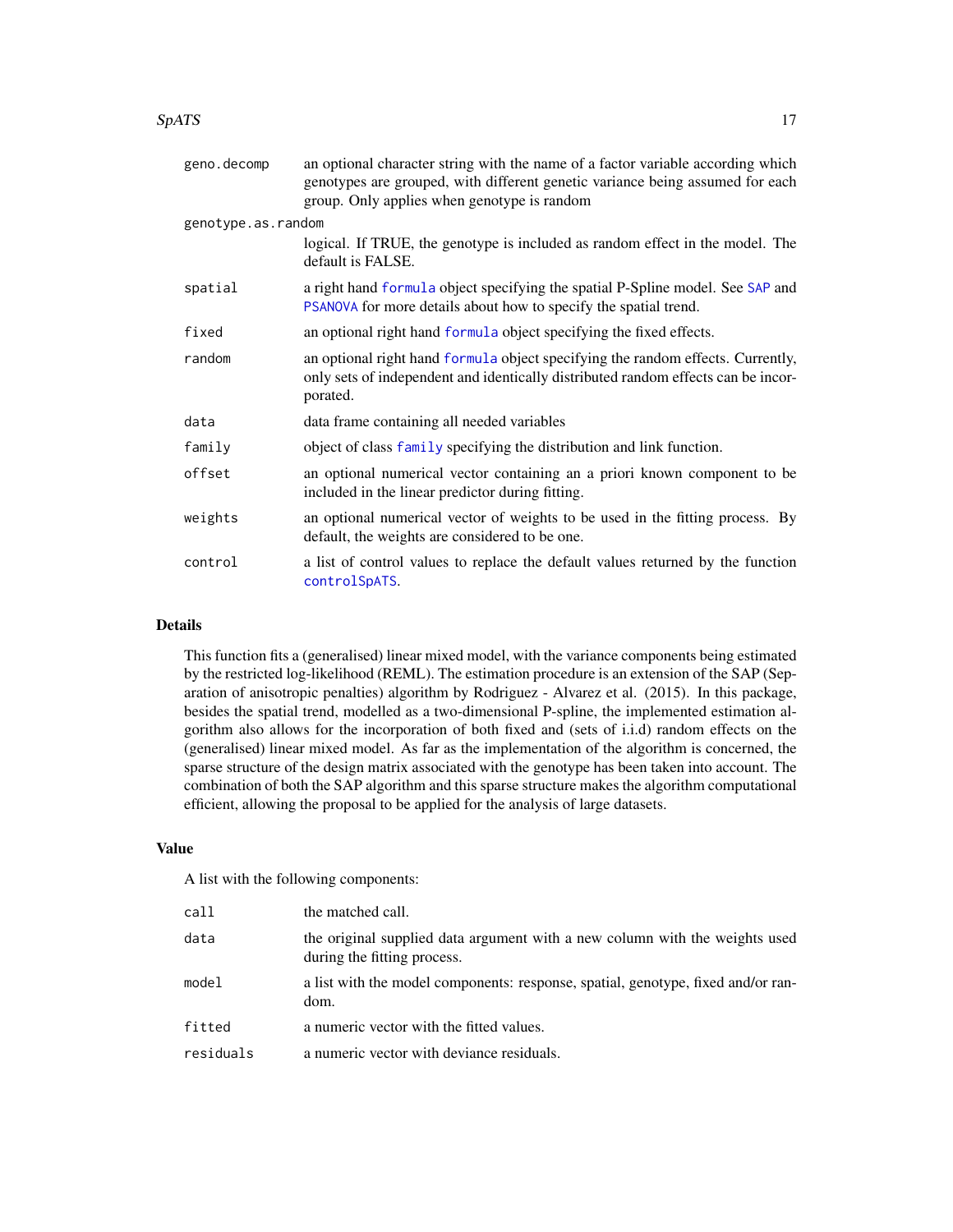| | |
|---|---|
| `geno.decomp` | an optional character string with the name of a factor variable according which genotypes are grouped, with different genetic variance being assumed for each group. Only applies when genotype is random |
| `genotype.as.random` | logical. If TRUE, the genotype is included as random effect in the model. The default is FALSE. |
| `spatial` | a right hand `formula` object specifying the spatial P-Spline model. See `SAP` and `PSANOVA` for more details about how to specify the spatial trend. |
| `fixed` | an optional right hand `formula` object specifying the fixed effects. |
| `random` | an optional right hand `formula` object specifying the random effects. Currently, only sets of independent and identically distributed random effects can be incorporated. |
| `data` | data frame containing all needed variables |
| `family` | object of class `family` specifying the distribution and link function. |
| `offset` | an optional numerical vector containing an a priori known component to be included in the linear predictor during fitting. |
| `weights` | an optional numerical vector of weights to be used in the fitting process. By default, the weights are considered to be one. |
| `control` | a list of control values to replace the default values returned by the function `controlSpATS`. |

## Details

This function fits a (generalised) linear mixed model, with the variance components being estimated by the restricted log-likelihood (REML). The estimation procedure is an extension of the SAP (Separation of anisotropic penalties) algorithm by Rodriguez - Alvarez et al. (2015). In this package, besides the spatial trend, modelled as a two-dimensional P-spline, the implemented estimation algorithm also allows for the incorporation of both fixed and (sets of i.i.d) random effects on the (generalised) linear mixed model. As far as the implementation of the algorithm is concerned, the sparse structure of the design matrix associated with the genotype has been taken into account. The combination of both the SAP algorithm and this sparse structure makes the algorithm computational efficient, allowing the proposal to be applied for the analysis of large datasets.

## Value

A list with the following components:

| | |
|---|---|
| `call` | the matched call. |
| `data` | the original supplied data argument with a new column with the weights used during the fitting process. |
| `model` | a list with the model components: response, spatial, genotype, fixed and/or random. |
| `fitted` | a numeric vector with the fitted values. |
| `residuals` | a numeric vector with deviance residuals. |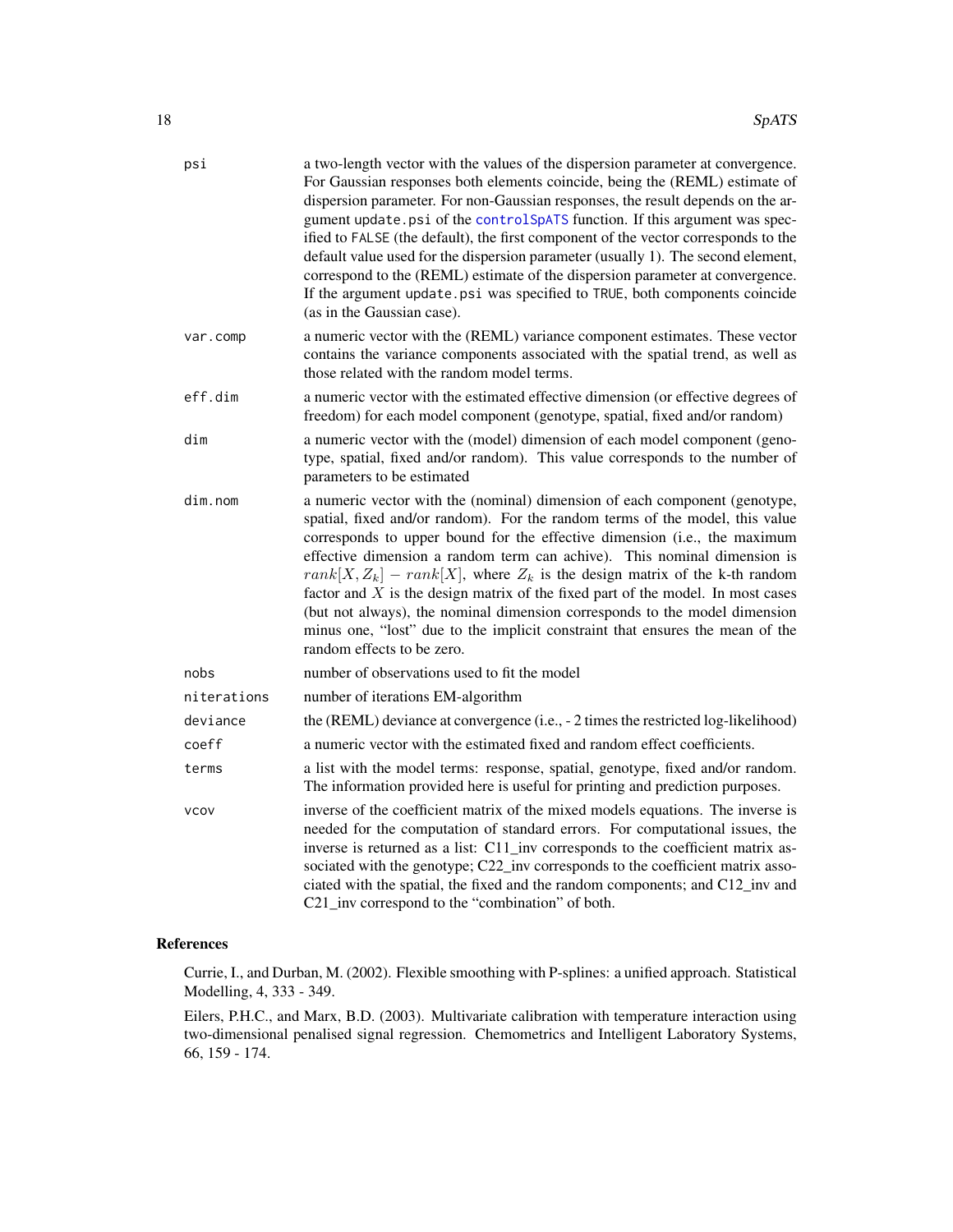psi
: a two-length vector with the values of the dispersion parameter at convergence. For Gaussian responses both elements coincide, being the (REML) estimate of dispersion parameter. For non-Gaussian responses, the result depends on the argument `update.psi` of the `controlSpATS` function. If this argument was specified to `FALSE` (the default), the first component of the vector corresponds to the default value used for the dispersion parameter (usually 1). The second element, correspond to the (REML) estimate of the dispersion parameter at convergence. If the argument `update.psi` was specified to `TRUE`, both components coincide (as in the Gaussian case).

var.comp
: a numeric vector with the (REML) variance component estimates. These vector contains the variance components associated with the spatial trend, as well as those related with the random model terms.

eff.dim
: a numeric vector with the estimated effective dimension (or effective degrees of freedom) for each model component (genotype, spatial, fixed and/or random)

dim
: a numeric vector with the (model) dimension of each model component (genotype, spatial, fixed and/or random). This value corresponds to the number of parameters to be estimated

dim.nom
: a numeric vector with the (nominal) dimension of each component (genotype, spatial, fixed and/or random). For the random terms of the model, this value corresponds to upper bound for the effective dimension (i.e., the maximum effective dimension a random term can achive). This nominal dimension is $rank[X, Z_k] - rank[X]$, where $Z_k$ is the design matrix of the k-th random factor and $X$ is the design matrix of the fixed part of the model. In most cases (but not always), the nominal dimension corresponds to the model dimension minus one, "lost" due to the implicit constraint that ensures the mean of the random effects to be zero.

nobs
: number of observations used to fit the model

niterations
: number of iterations EM-algorithm

deviance
: the (REML) deviance at convergence (i.e., - 2 times the restricted log-likelihood)

coeff
: a numeric vector with the estimated fixed and random effect coefficients.

terms
: a list with the model terms: response, spatial, genotype, fixed and/or random. The information provided here is useful for printing and prediction purposes.

vcov
: inverse of the coefficient matrix of the mixed models equations. The inverse is needed for the computation of standard errors. For computational issues, the inverse is returned as a list: C11_inv corresponds to the coefficient matrix associated with the genotype; C22_inv corresponds to the coefficient matrix associated with the spatial, the fixed and the random components; and C12_inv and C21_inv correspond to the "combination" of both.

## References

Currie, I., and Durban, M. (2002). Flexible smoothing with P-splines: a unified approach. Statistical Modelling, 4, 333 - 349.

Eilers, P.H.C., and Marx, B.D. (2003). Multivariate calibration with temperature interaction using two-dimensional penalised signal regression. Chemometrics and Intelligent Laboratory Systems, 66, 159 - 174.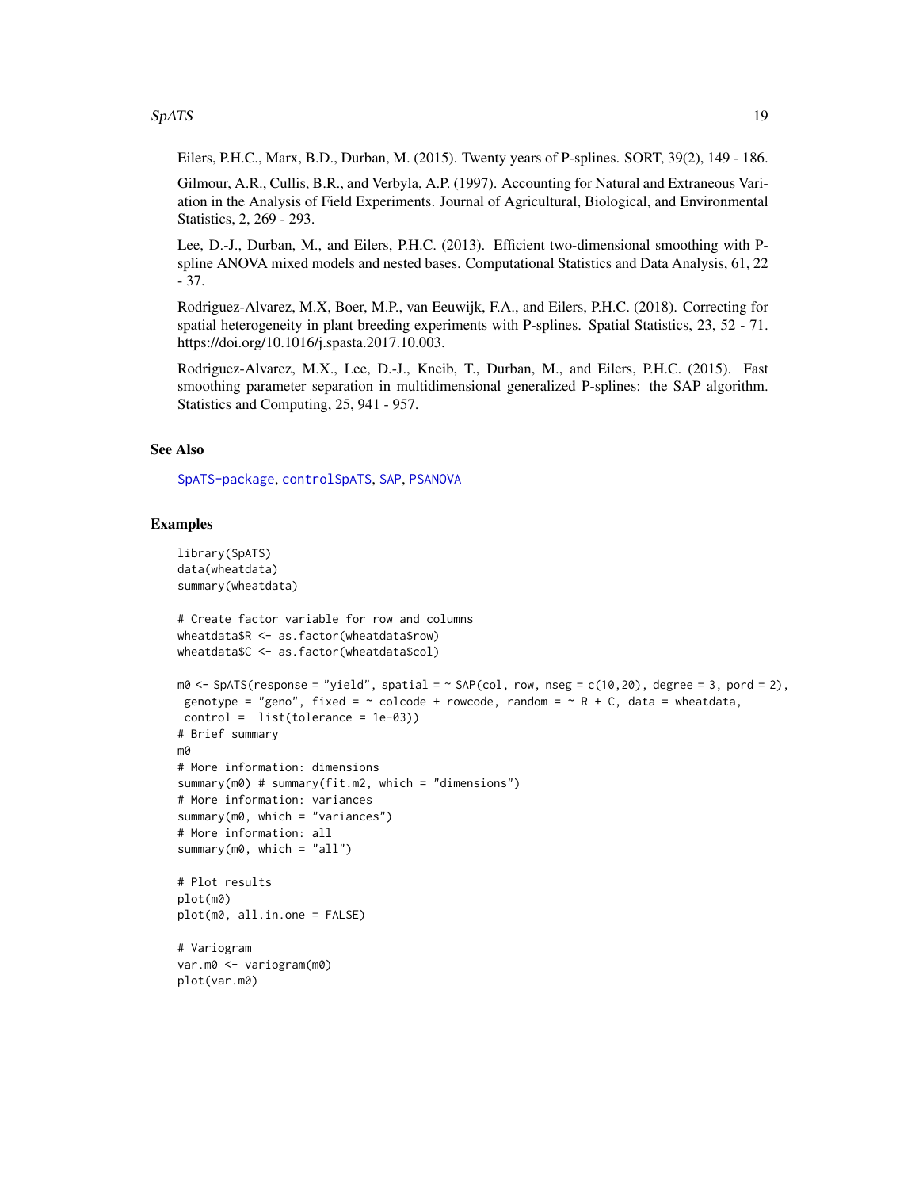Eilers, P.H.C., Marx, B.D., Durban, M. (2015). Twenty years of P-splines. SORT, 39(2), 149 - 186.

Gilmour, A.R., Cullis, B.R., and Verbyla, A.P. (1997). Accounting for Natural and Extraneous Variation in the Analysis of Field Experiments. Journal of Agricultural, Biological, and Environmental Statistics, 2, 269 - 293.

Lee, D.-J., Durban, M., and Eilers, P.H.C. (2013). Efficient two-dimensional smoothing with P-spline ANOVA mixed models and nested bases. Computational Statistics and Data Analysis, 61, 22 - 37.

Rodriguez-Alvarez, M.X, Boer, M.P., van Eeuwijk, F.A., and Eilers, P.H.C. (2018). Correcting for spatial heterogeneity in plant breeding experiments with P-splines. Spatial Statistics, 23, 52 - 71. https://doi.org/10.1016/j.spasta.2017.10.003.

Rodriguez-Alvarez, M.X., Lee, D.-J., Kneib, T., Durban, M., and Eilers, P.H.C. (2015). Fast smoothing parameter separation in multidimensional generalized P-splines: the SAP algorithm. Statistics and Computing, 25, 941 - 957.

## See Also

SpATS-package, controlSpATS, SAP, PSANOVA

## Examples

```
library(SpATS)
data(wheatdata)
summary(wheatdata)

# Create factor variable for row and columns
wheatdata$R <- as.factor(wheatdata$row)
wheatdata$C <- as.factor(wheatdata$col)

m0 <- SpATS(response = "yield", spatial = ~ SAP(col, row, nseg = c(10,20), degree = 3, pord = 2),
 genotype = "geno", fixed = ~ colcode + rowcode, random = ~ R + C, data = wheatdata,
 control =  list(tolerance = 1e-03))
# Brief summary
m0
# More information: dimensions
summary(m0) # summary(fit.m2, which = "dimensions")
# More information: variances
summary(m0, which = "variances")
# More information: all
summary(m0, which = "all")

# Plot results
plot(m0)
plot(m0, all.in.one = FALSE)

# Variogram
var.m0 <- variogram(m0)
plot(var.m0)
```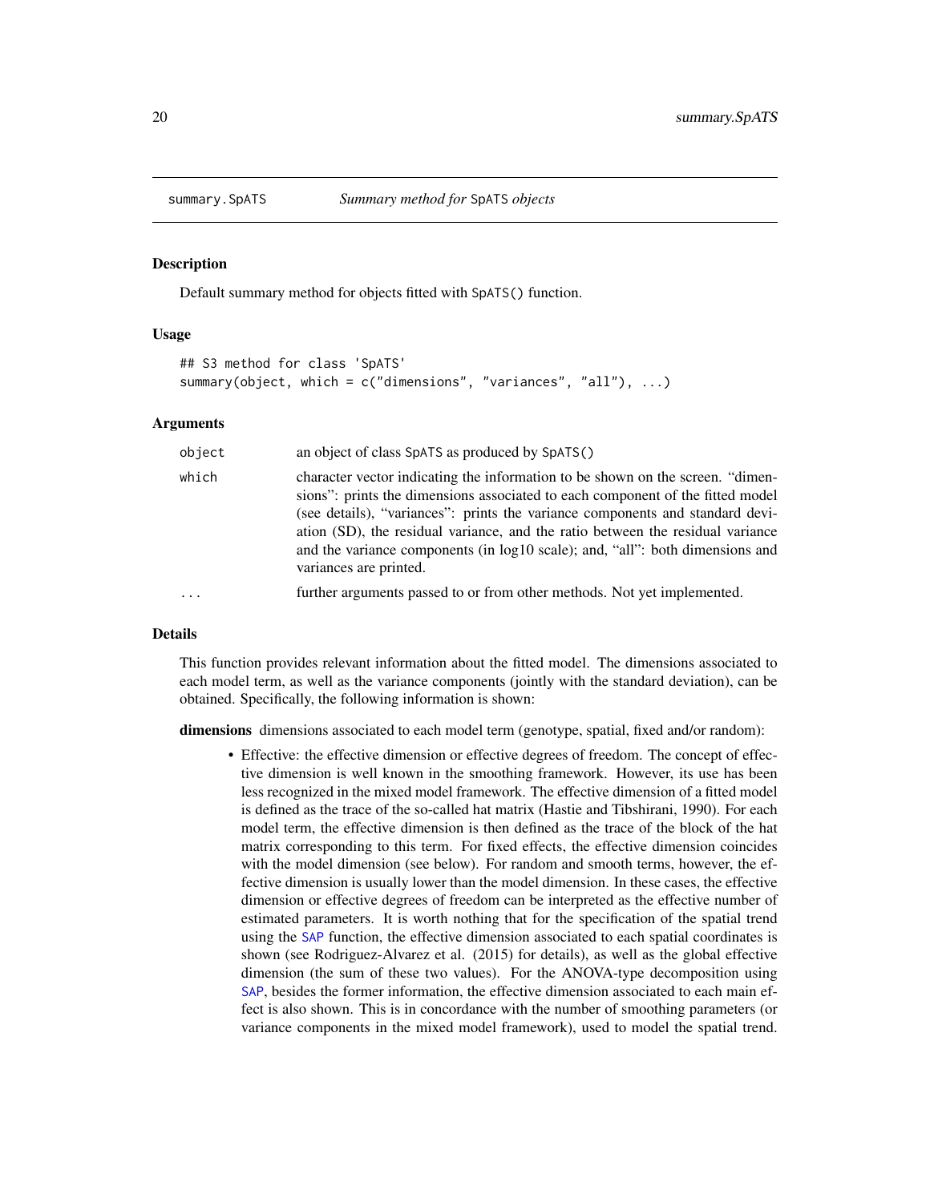summary.SpATS — *Summary method for* SpATS *objects*

## Description

Default summary method for objects fitted with SpATS() function.

## Usage

```
## S3 method for class 'SpATS'
summary(object, which = c("dimensions", "variances", "all"), ...)
```

## Arguments

| | |
|---|---|
| object | an object of class SpATS as produced by SpATS() |
| which | character vector indicating the information to be shown on the screen. "dimensions": prints the dimensions associated to each component of the fitted model (see details), "variances": prints the variance components and standard deviation (SD), the residual variance, and the ratio between the residual variance and the variance components (in log10 scale); and, "all": both dimensions and variances are printed. |
| ... | further arguments passed to or from other methods. Not yet implemented. |

## Details

This function provides relevant information about the fitted model. The dimensions associated to each model term, as well as the variance components (jointly with the standard deviation), can be obtained. Specifically, the following information is shown:

**dimensions** dimensions associated to each model term (genotype, spatial, fixed and/or random):

- Effective: the effective dimension or effective degrees of freedom. The concept of effective dimension is well known in the smoothing framework. However, its use has been less recognized in the mixed model framework. The effective dimension of a fitted model is defined as the trace of the so-called hat matrix (Hastie and Tibshirani, 1990). For each model term, the effective dimension is then defined as the trace of the block of the hat matrix corresponding to this term. For fixed effects, the effective dimension coincides with the model dimension (see below). For random and smooth terms, however, the effective dimension is usually lower than the model dimension. In these cases, the effective dimension or effective degrees of freedom can be interpreted as the effective number of estimated parameters. It is worth nothing that for the specification of the spatial trend using the SAP function, the effective dimension associated to each spatial coordinates is shown (see Rodriguez-Alvarez et al. (2015) for details), as well as the global effective dimension (the sum of these two values). For the ANOVA-type decomposition using SAP, besides the former information, the effective dimension associated to each main effect is also shown. This is in concordance with the number of smoothing parameters (or variance components in the mixed model framework), used to model the spatial trend.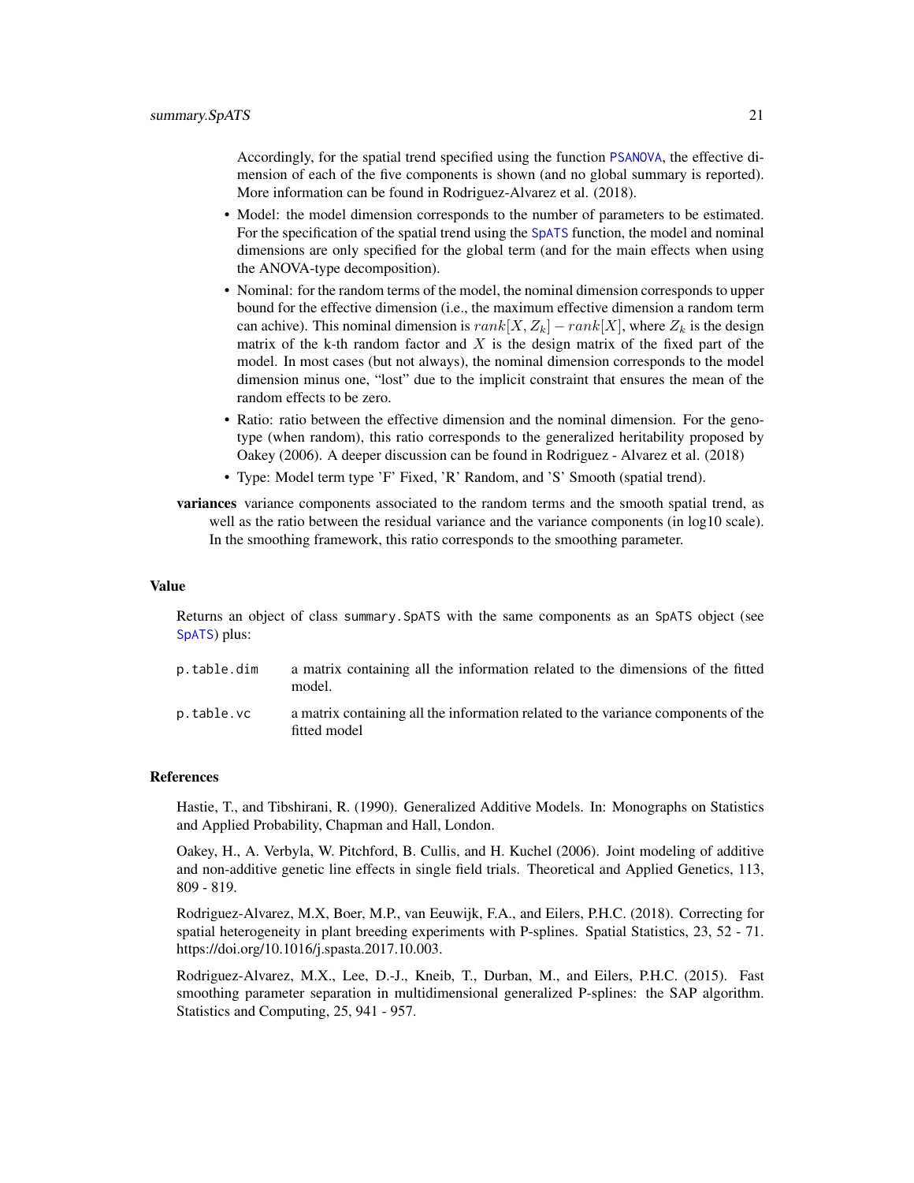Accordingly, for the spatial trend specified using the function PSANOVA, the effective dimension of each of the five components is shown (and no global summary is reported). More information can be found in Rodriguez-Alvarez et al. (2018).

- Model: the model dimension corresponds to the number of parameters to be estimated. For the specification of the spatial trend using the SpATS function, the model and nominal dimensions are only specified for the global term (and for the main effects when using the ANOVA-type decomposition).
- Nominal: for the random terms of the model, the nominal dimension corresponds to upper bound for the effective dimension (i.e., the maximum effective dimension a random term can achive). This nominal dimension is $rank[X, Z_k] - rank[X]$, where $Z_k$ is the design matrix of the k-th random factor and $X$ is the design matrix of the fixed part of the model. In most cases (but not always), the nominal dimension corresponds to the model dimension minus one, "lost" due to the implicit constraint that ensures the mean of the random effects to be zero.
- Ratio: ratio between the effective dimension and the nominal dimension. For the genotype (when random), this ratio corresponds to the generalized heritability proposed by Oakey (2006). A deeper discussion can be found in Rodriguez - Alvarez et al. (2018)
- Type: Model term type 'F' Fixed, 'R' Random, and 'S' Smooth (spatial trend).

**variances** variance components associated to the random terms and the smooth spatial trend, as well as the ratio between the residual variance and the variance components (in log10 scale). In the smoothing framework, this ratio corresponds to the smoothing parameter.

## Value

Returns an object of class `summary.SpATS` with the same components as an `SpATS` object (see SpATS) plus:

`p.table.dim` a matrix containing all the information related to the dimensions of the fitted model.

`p.table.vc` a matrix containing all the information related to the variance components of the fitted model

## References

Hastie, T., and Tibshirani, R. (1990). Generalized Additive Models. In: Monographs on Statistics and Applied Probability, Chapman and Hall, London.

Oakey, H., A. Verbyla, W. Pitchford, B. Cullis, and H. Kuchel (2006). Joint modeling of additive and non-additive genetic line effects in single field trials. Theoretical and Applied Genetics, 113, 809 - 819.

Rodriguez-Alvarez, M.X, Boer, M.P., van Eeuwijk, F.A., and Eilers, P.H.C. (2018). Correcting for spatial heterogeneity in plant breeding experiments with P-splines. Spatial Statistics, 23, 52 - 71. https://doi.org/10.1016/j.spasta.2017.10.003.

Rodriguez-Alvarez, M.X., Lee, D.-J., Kneib, T., Durban, M., and Eilers, P.H.C. (2015). Fast smoothing parameter separation in multidimensional generalized P-splines: the SAP algorithm. Statistics and Computing, 25, 941 - 957.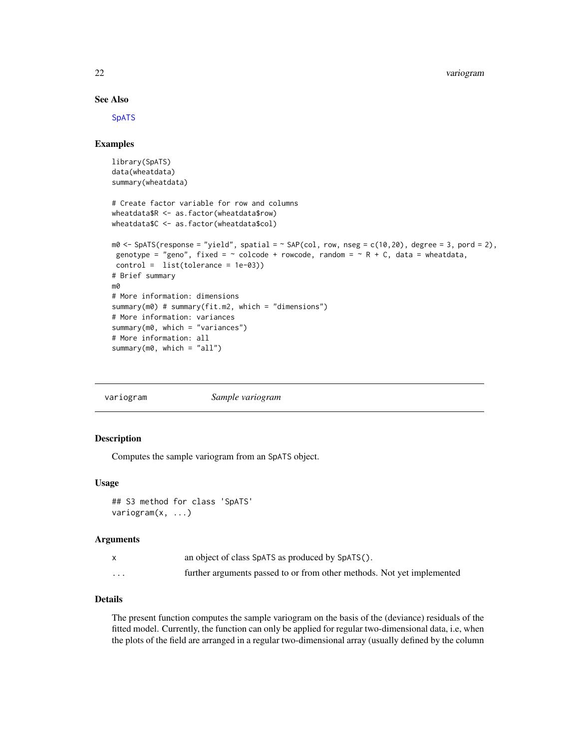### See Also

SpATS

### Examples

```
library(SpATS)
data(wheatdata)
summary(wheatdata)

# Create factor variable for row and columns
wheatdata$R <- as.factor(wheatdata$row)
wheatdata$C <- as.factor(wheatdata$col)

m0 <- SpATS(response = "yield", spatial = ~ SAP(col, row, nseg = c(10,20), degree = 3, pord = 2),
 genotype = "geno", fixed = ~ colcode + rowcode, random = ~ R + C, data = wheatdata,
 control =  list(tolerance = 1e-03))
# Brief summary
m0
# More information: dimensions
summary(m0) # summary(fit.m2, which = "dimensions")
# More information: variances
summary(m0, which = "variances")
# More information: all
summary(m0, which = "all")
```

---

## variogram *Sample variogram*

### Description

Computes the sample variogram from an SpATS object.

### Usage

```
## S3 method for class 'SpATS'
variogram(x, ...)
```

### Arguments

| | |
|---|---|
| x | an object of class SpATS as produced by SpATS(). |
| ... | further arguments passed to or from other methods. Not yet implemented |

### Details

The present function computes the sample variogram on the basis of the (deviance) residuals of the fitted model. Currently, the function can only be applied for regular two-dimensional data, i.e, when the plots of the field are arranged in a regular two-dimensional array (usually defined by the column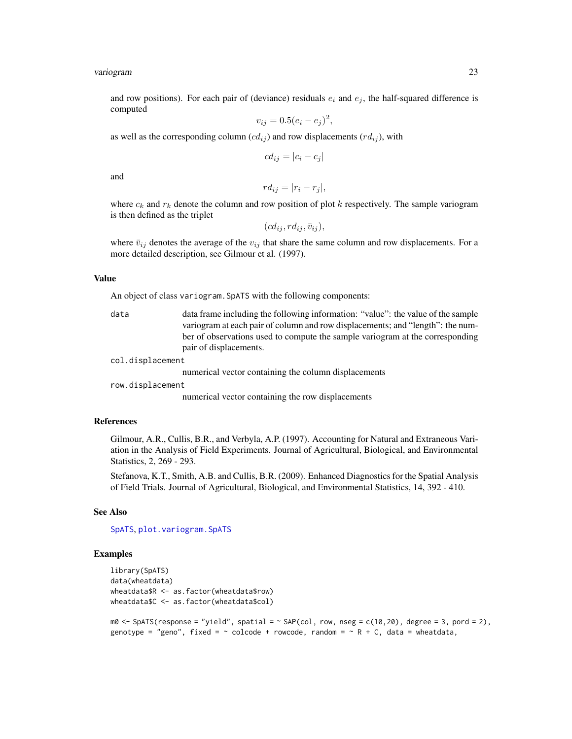and row positions). For each pair of (deviance) residuals $e_i$ and $e_j$, the half-squared difference is computed

$$v_{ij} = 0.5(e_i - e_j)^2,$$

as well as the corresponding column ($cd_{ij}$) and row displacements ($rd_{ij}$), with

$$cd_{ij} = |c_i - c_j|$$

and

$$rd_{ij} = |r_i - r_j|,$$

where $c_k$ and $r_k$ denote the column and row position of plot $k$ respectively. The sample variogram is then defined as the triplet

$$(cd_{ij}, rd_{ij}, \bar{v}_{ij}),$$

where $\bar{v}_{ij}$ denotes the average of the $v_{ij}$ that share the same column and row displacements. For a more detailed description, see Gilmour et al. (1997).

## Value

An object of class `variogram.SpATS` with the following components:

- `data` data frame including the following information: "value": the value of the sample variogram at each pair of column and row displacements; and "length": the number of observations used to compute the sample variogram at the corresponding pair of displacements.
- `col.displacement` numerical vector containing the column displacements
- `row.displacement` numerical vector containing the row displacements

## References

Gilmour, A.R., Cullis, B.R., and Verbyla, A.P. (1997). Accounting for Natural and Extraneous Variation in the Analysis of Field Experiments. Journal of Agricultural, Biological, and Environmental Statistics, 2, 269 - 293.

Stefanova, K.T., Smith, A.B. and Cullis, B.R. (2009). Enhanced Diagnostics for the Spatial Analysis of Field Trials. Journal of Agricultural, Biological, and Environmental Statistics, 14, 392 - 410.

## See Also

SpATS, plot.variogram.SpATS

## Examples

```
library(SpATS)
data(wheatdata)
wheatdata$R <- as.factor(wheatdata$row)
wheatdata$C <- as.factor(wheatdata$col)

m0 <- SpATS(response = "yield", spatial = ~ SAP(col, row, nseg = c(10,20), degree = 3, pord = 2),
genotype = "geno", fixed = ~ colcode + rowcode, random = ~ R + C, data = wheatdata,
```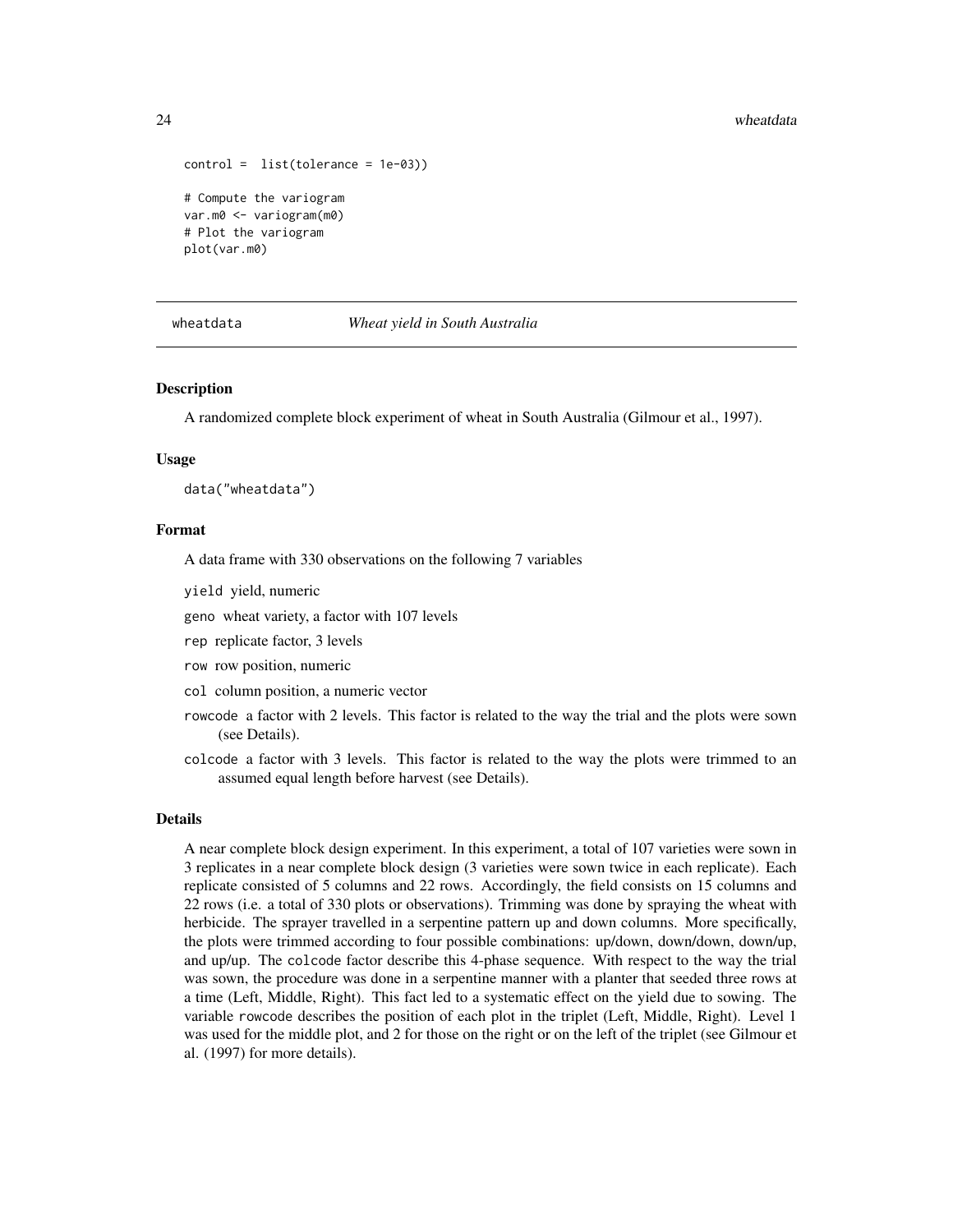```
control =  list(tolerance = 1e-03))

# Compute the variogram
var.m0 <- variogram(m0)
# Plot the variogram
plot(var.m0)
```

---

## wheatdata — *Wheat yield in South Australia*

---

### Description

A randomized complete block experiment of wheat in South Australia (Gilmour et al., 1997).

### Usage

```
data("wheatdata")
```

### Format

A data frame with 330 observations on the following 7 variables

- `yield` yield, numeric
- `geno` wheat variety, a factor with 107 levels
- `rep` replicate factor, 3 levels
- `row` row position, numeric
- `col` column position, a numeric vector
- `rowcode` a factor with 2 levels. This factor is related to the way the trial and the plots were sown (see Details).
- `colcode` a factor with 3 levels. This factor is related to the way the plots were trimmed to an assumed equal length before harvest (see Details).

### Details

A near complete block design experiment. In this experiment, a total of 107 varieties were sown in 3 replicates in a near complete block design (3 varieties were sown twice in each replicate). Each replicate consisted of 5 columns and 22 rows. Accordingly, the field consists on 15 columns and 22 rows (i.e. a total of 330 plots or observations). Trimming was done by spraying the wheat with herbicide. The sprayer travelled in a serpentine pattern up and down columns. More specifically, the plots were trimmed according to four possible combinations: up/down, down/down, down/up, and up/up. The `colcode` factor describe this 4-phase sequence. With respect to the way the trial was sown, the procedure was done in a serpentine manner with a planter that seeded three rows at a time (Left, Middle, Right). This fact led to a systematic effect on the yield due to sowing. The variable `rowcode` describes the position of each plot in the triplet (Left, Middle, Right). Level 1 was used for the middle plot, and 2 for those on the right or on the left of the triplet (see Gilmour et al. (1997) for more details).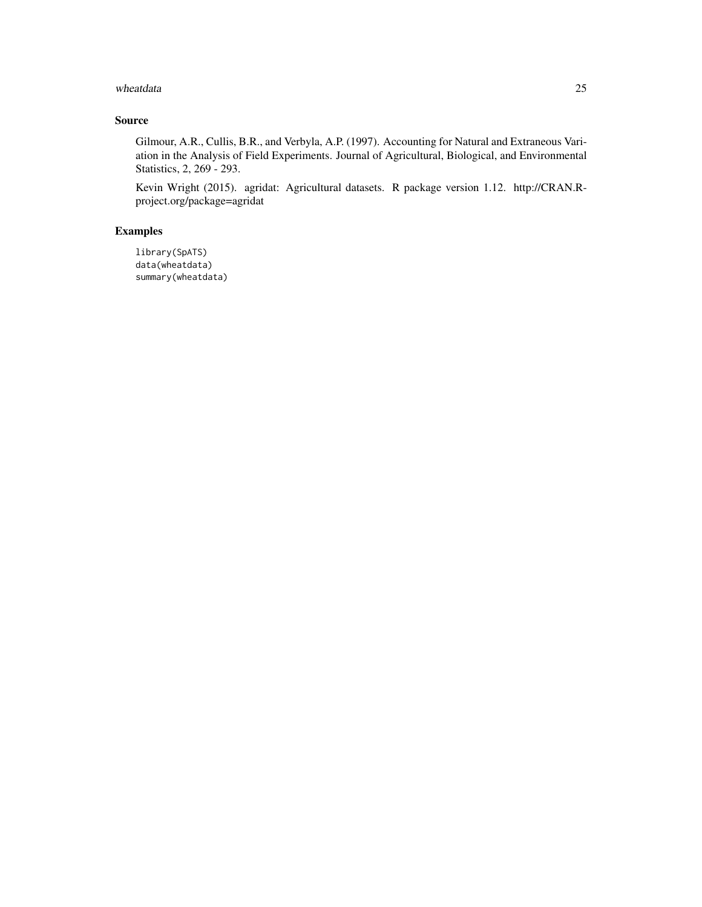## Source

Gilmour, A.R., Cullis, B.R., and Verbyla, A.P. (1997). Accounting for Natural and Extraneous Variation in the Analysis of Field Experiments. Journal of Agricultural, Biological, and Environmental Statistics, 2, 269 - 293.

Kevin Wright (2015). agridat: Agricultural datasets. R package version 1.12. http://CRAN.R-project.org/package=agridat

## Examples

```
library(SpATS)
data(wheatdata)
summary(wheatdata)
```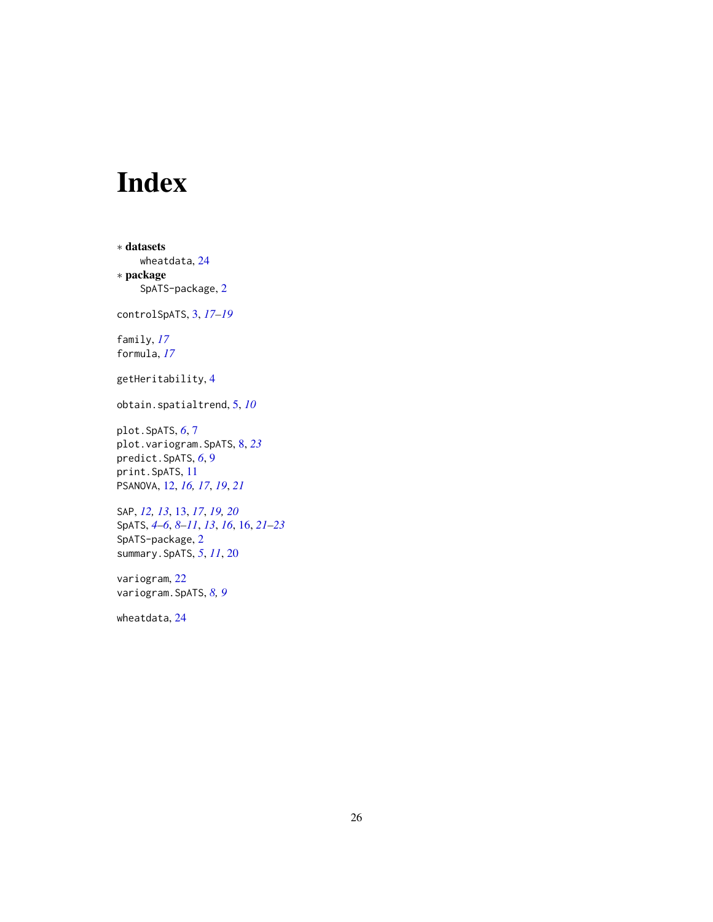# Index

∗ **datasets**
  wheatdata, 24
∗ **package**
  SpATS-package, 2

controlSpATS, 3, *17–19*

family, *17*
formula, *17*

getHeritability, 4

obtain.spatialtrend, 5, *10*

plot.SpATS, *6*, 7
plot.variogram.SpATS, 8, *23*
predict.SpATS, *6*, 9
print.SpATS, 11
PSANOVA, 12, *16, 17*, *19*, *21*

SAP, *12, 13*, 13, *17*, *19, 20*
SpATS, *4–6*, *8–11*, *13*, *16*, 16, *21–23*
SpATS-package, 2
summary.SpATS, *5*, *11*, 20

variogram, 22
variogram.SpATS, *8, 9*

wheatdata, 24